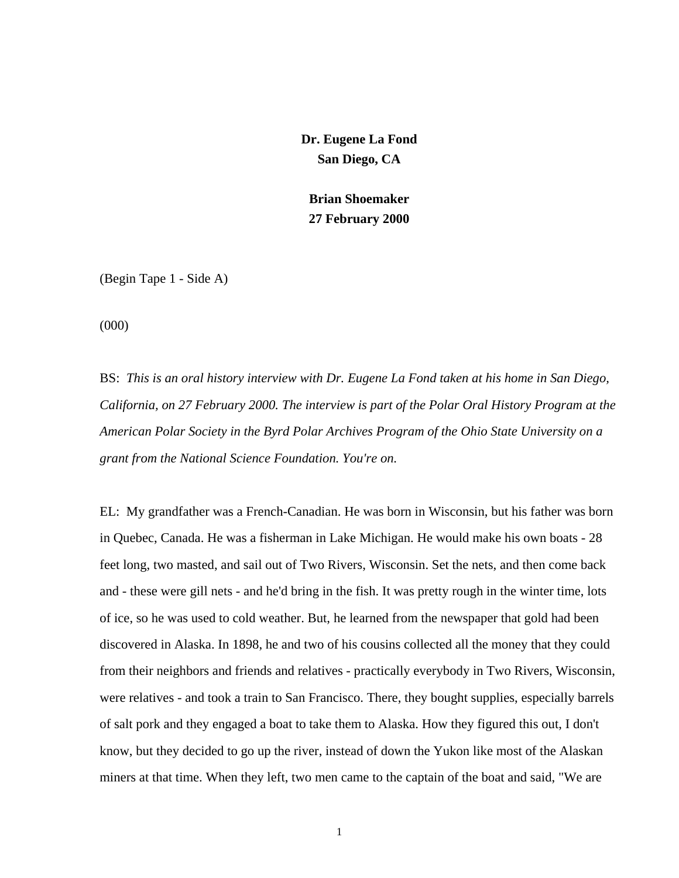**Dr. Eugene La Fond**
**San Diego, CA**

**Brian Shoemaker**
**27 February 2000**

(Begin Tape 1 - Side A)

(000)

BS: *This is an oral history interview with Dr. Eugene La Fond taken at his home in San Diego, California, on 27 February 2000. The interview is part of the Polar Oral History Program at the American Polar Society in the Byrd Polar Archives Program of the Ohio State University on a grant from the National Science Foundation. You're on.*

EL: My grandfather was a French-Canadian. He was born in Wisconsin, but his father was born in Quebec, Canada. He was a fisherman in Lake Michigan. He would make his own boats - 28 feet long, two masted, and sail out of Two Rivers, Wisconsin. Set the nets, and then come back and - these were gill nets - and he'd bring in the fish. It was pretty rough in the winter time, lots of ice, so he was used to cold weather. But, he learned from the newspaper that gold had been discovered in Alaska. In 1898, he and two of his cousins collected all the money that they could from their neighbors and friends and relatives - practically everybody in Two Rivers, Wisconsin, were relatives - and took a train to San Francisco. There, they bought supplies, especially barrels of salt pork and they engaged a boat to take them to Alaska. How they figured this out, I don't know, but they decided to go up the river, instead of down the Yukon like most of the Alaskan miners at that time. When they left, two men came to the captain of the boat and said, "We are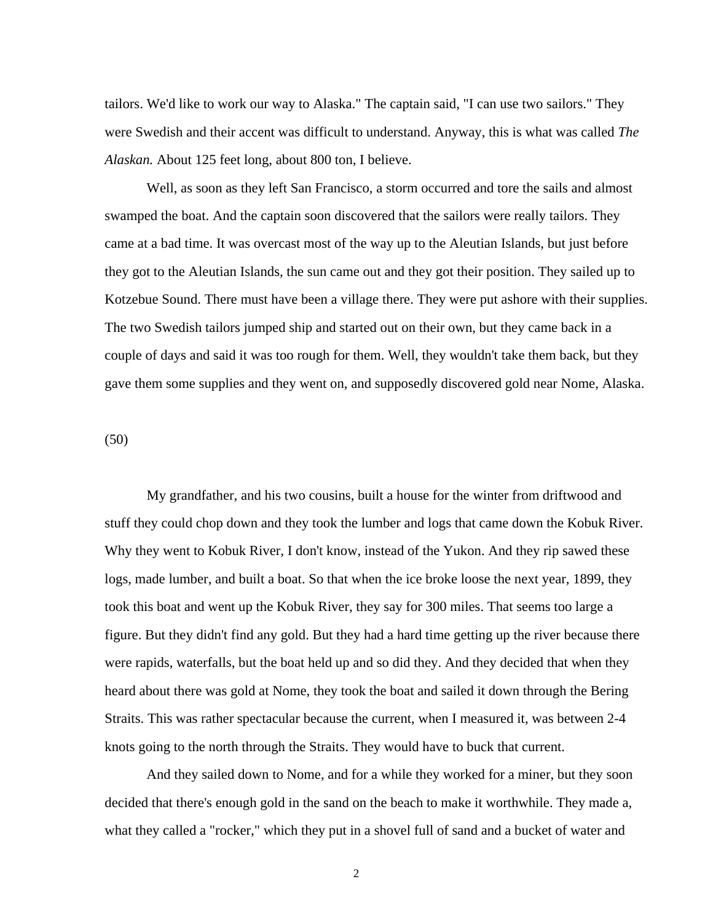tailors. We'd like to work our way to Alaska." The captain said, "I can use two sailors." They were Swedish and their accent was difficult to understand. Anyway, this is what was called *The Alaskan.* About 125 feet long, about 800 ton, I believe.

Well, as soon as they left San Francisco, a storm occurred and tore the sails and almost swamped the boat. And the captain soon discovered that the sailors were really tailors. They came at a bad time. It was overcast most of the way up to the Aleutian Islands, but just before they got to the Aleutian Islands, the sun came out and they got their position. They sailed up to Kotzebue Sound. There must have been a village there. They were put ashore with their supplies. The two Swedish tailors jumped ship and started out on their own, but they came back in a couple of days and said it was too rough for them. Well, they wouldn't take them back, but they gave them some supplies and they went on, and supposedly discovered gold near Nome, Alaska.

(50)

My grandfather, and his two cousins, built a house for the winter from driftwood and stuff they could chop down and they took the lumber and logs that came down the Kobuk River. Why they went to Kobuk River, I don't know, instead of the Yukon. And they rip sawed these logs, made lumber, and built a boat. So that when the ice broke loose the next year, 1899, they took this boat and went up the Kobuk River, they say for 300 miles. That seems too large a figure. But they didn't find any gold. But they had a hard time getting up the river because there were rapids, waterfalls, but the boat held up and so did they. And they decided that when they heard about there was gold at Nome, they took the boat and sailed it down through the Bering Straits. This was rather spectacular because the current, when I measured it, was between 2-4 knots going to the north through the Straits. They would have to buck that current.

And they sailed down to Nome, and for a while they worked for a miner, but they soon decided that there's enough gold in the sand on the beach to make it worthwhile. They made a, what they called a "rocker," which they put in a shovel full of sand and a bucket of water and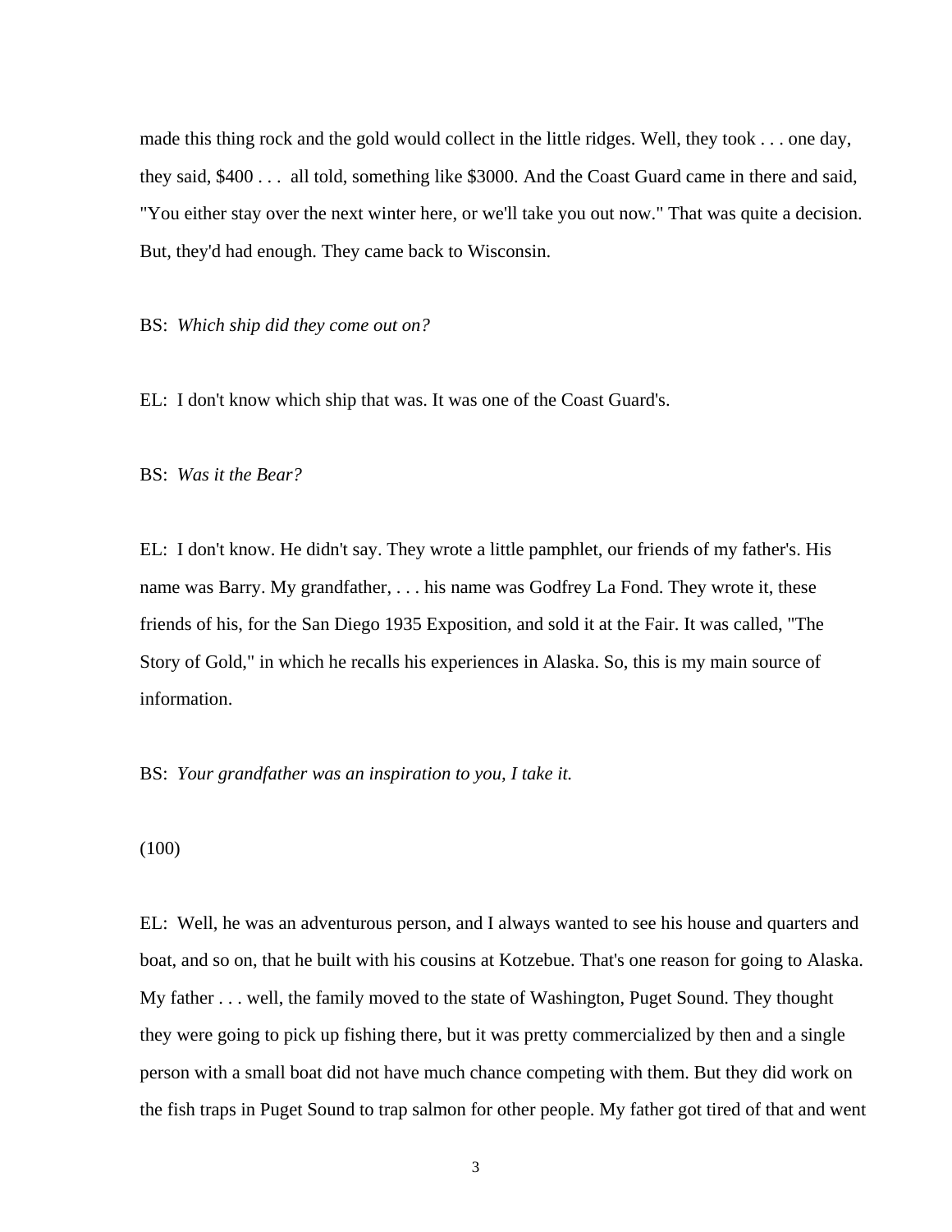made this thing rock and the gold would collect in the little ridges. Well, they took . . . one day, they said, $400 . . . all told, something like $3000. And the Coast Guard came in there and said, "You either stay over the next winter here, or we'll take you out now." That was quite a decision. But, they'd had enough. They came back to Wisconsin.

BS: *Which ship did they come out on?*

EL: I don't know which ship that was. It was one of the Coast Guard's.

BS: *Was it the Bear?*

EL: I don't know. He didn't say. They wrote a little pamphlet, our friends of my father's. His name was Barry. My grandfather, . . . his name was Godfrey La Fond. They wrote it, these friends of his, for the San Diego 1935 Exposition, and sold it at the Fair. It was called, "The Story of Gold," in which he recalls his experiences in Alaska. So, this is my main source of information.

BS: *Your grandfather was an inspiration to you, I take it.*

(100)

EL: Well, he was an adventurous person, and I always wanted to see his house and quarters and boat, and so on, that he built with his cousins at Kotzebue. That's one reason for going to Alaska. My father . . . well, the family moved to the state of Washington, Puget Sound. They thought they were going to pick up fishing there, but it was pretty commercialized by then and a single person with a small boat did not have much chance competing with them. But they did work on the fish traps in Puget Sound to trap salmon for other people. My father got tired of that and went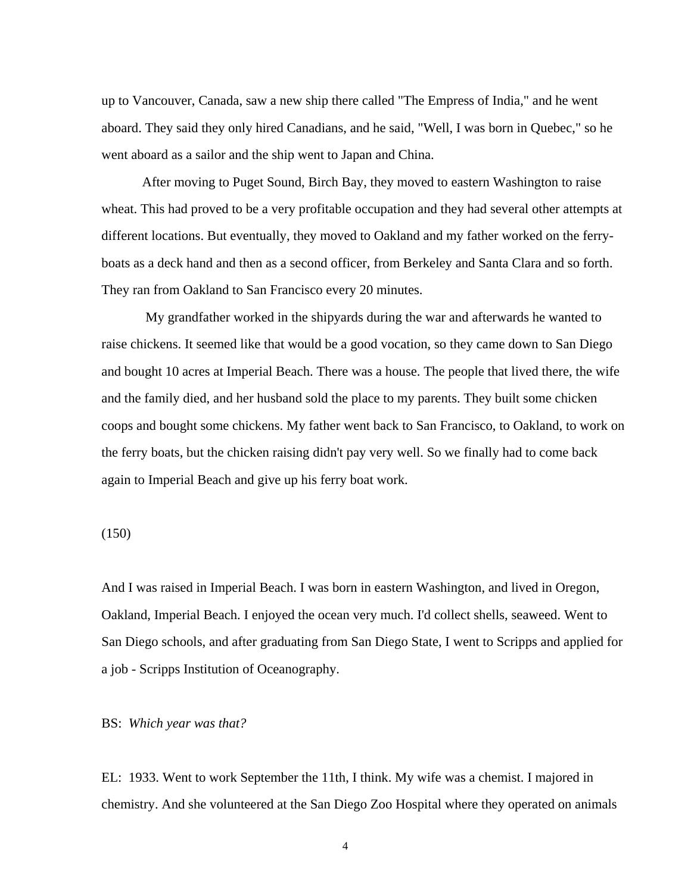up to Vancouver, Canada, saw a new ship there called "The Empress of India," and he went aboard. They said they only hired Canadians, and he said, "Well, I was born in Quebec," so he went aboard as a sailor and the ship went to Japan and China.

After moving to Puget Sound, Birch Bay, they moved to eastern Washington to raise wheat. This had proved to be a very profitable occupation and they had several other attempts at different locations. But eventually, they moved to Oakland and my father worked on the ferry-boats as a deck hand and then as a second officer, from Berkeley and Santa Clara and so forth. They ran from Oakland to San Francisco every 20 minutes.

My grandfather worked in the shipyards during the war and afterwards he wanted to raise chickens. It seemed like that would be a good vocation, so they came down to San Diego and bought 10 acres at Imperial Beach. There was a house. The people that lived there, the wife and the family died, and her husband sold the place to my parents. They built some chicken coops and bought some chickens. My father went back to San Francisco, to Oakland, to work on the ferry boats, but the chicken raising didn't pay very well. So we finally had to come back again to Imperial Beach and give up his ferry boat work.

(150)

And I was raised in Imperial Beach. I was born in eastern Washington, and lived in Oregon, Oakland, Imperial Beach. I enjoyed the ocean very much. I'd collect shells, seaweed. Went to San Diego schools, and after graduating from San Diego State, I went to Scripps and applied for a job - Scripps Institution of Oceanography.

BS: *Which year was that?*

EL: 1933. Went to work September the 11th, I think. My wife was a chemist. I majored in chemistry. And she volunteered at the San Diego Zoo Hospital where they operated on animals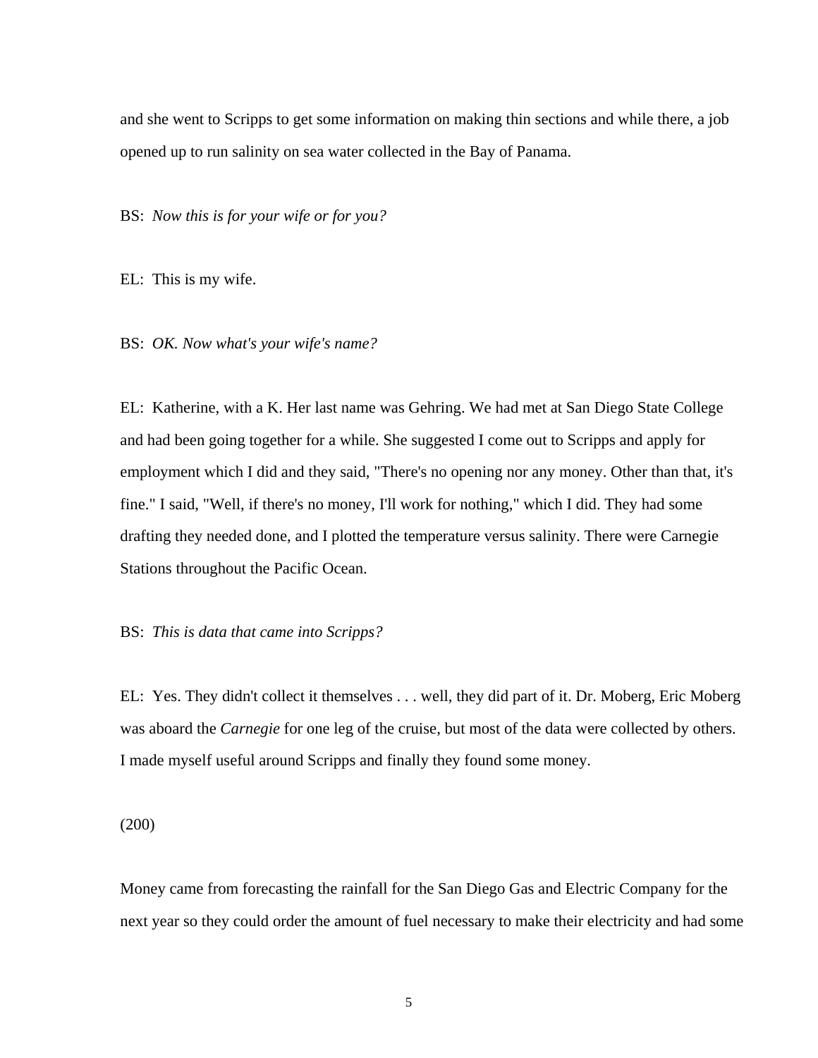and she went to Scripps to get some information on making thin sections and while there, a job opened up to run salinity on sea water collected in the Bay of Panama.

BS: *Now this is for your wife or for you?*

EL: This is my wife.

BS: *OK. Now what's your wife's name?*

EL: Katherine, with a K. Her last name was Gehring. We had met at San Diego State College and had been going together for a while. She suggested I come out to Scripps and apply for employment which I did and they said, "There's no opening nor any money. Other than that, it's fine." I said, "Well, if there's no money, I'll work for nothing," which I did. They had some drafting they needed done, and I plotted the temperature versus salinity. There were Carnegie Stations throughout the Pacific Ocean.

BS: *This is data that came into Scripps?*

EL: Yes. They didn't collect it themselves . . . well, they did part of it. Dr. Moberg, Eric Moberg was aboard the *Carnegie* for one leg of the cruise, but most of the data were collected by others. I made myself useful around Scripps and finally they found some money.

(200)

Money came from forecasting the rainfall for the San Diego Gas and Electric Company for the next year so they could order the amount of fuel necessary to make their electricity and had some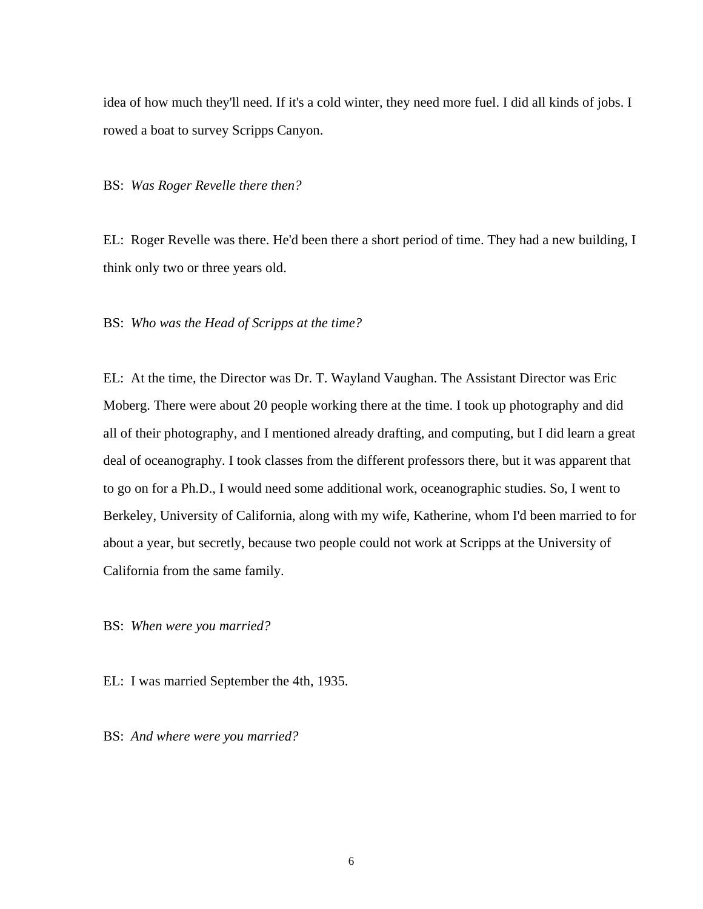idea of how much they'll need. If it's a cold winter, they need more fuel. I did all kinds of jobs. I rowed a boat to survey Scripps Canyon.

BS: *Was Roger Revelle there then?*

EL: Roger Revelle was there. He'd been there a short period of time. They had a new building, I think only two or three years old.

BS: *Who was the Head of Scripps at the time?*

EL: At the time, the Director was Dr. T. Wayland Vaughan. The Assistant Director was Eric Moberg. There were about 20 people working there at the time. I took up photography and did all of their photography, and I mentioned already drafting, and computing, but I did learn a great deal of oceanography. I took classes from the different professors there, but it was apparent that to go on for a Ph.D., I would need some additional work, oceanographic studies. So, I went to Berkeley, University of California, along with my wife, Katherine, whom I'd been married to for about a year, but secretly, because two people could not work at Scripps at the University of California from the same family.

BS: *When were you married?*

EL: I was married September the 4th, 1935.

BS: *And where were you married?*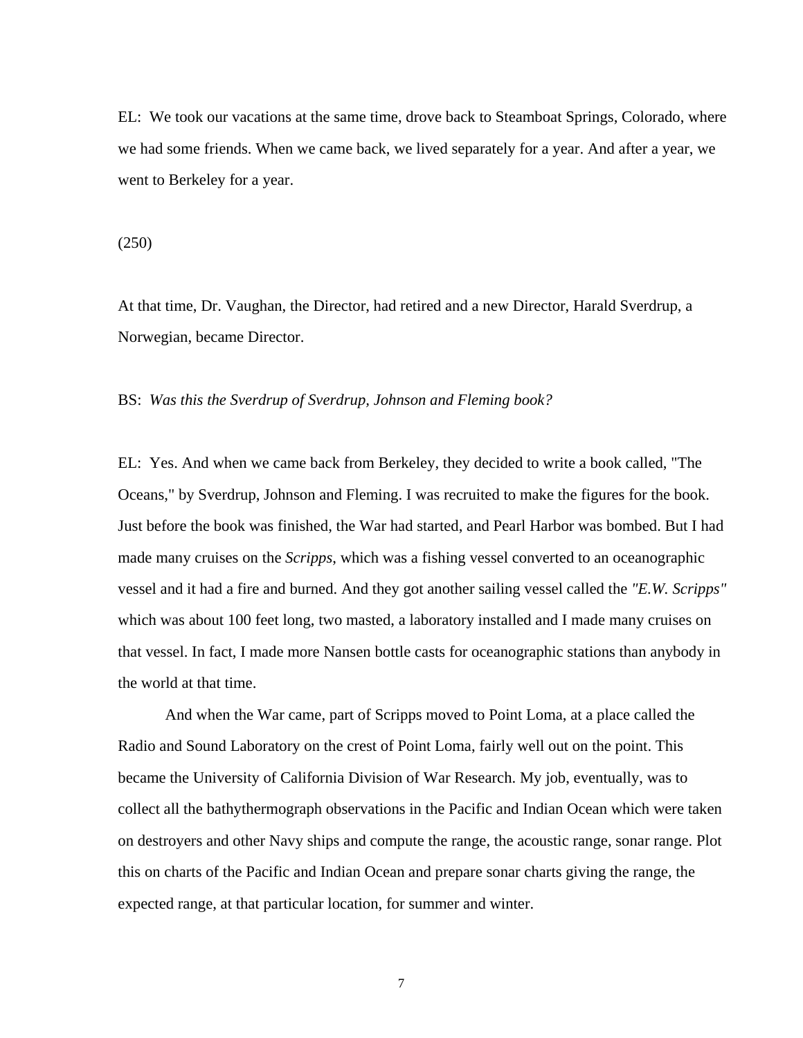EL: We took our vacations at the same time, drove back to Steamboat Springs, Colorado, where we had some friends. When we came back, we lived separately for a year. And after a year, we went to Berkeley for a year.

(250)

At that time, Dr. Vaughan, the Director, had retired and a new Director, Harald Sverdrup, a Norwegian, became Director.

BS: *Was this the Sverdrup of Sverdrup, Johnson and Fleming book?*

EL: Yes. And when we came back from Berkeley, they decided to write a book called, "The Oceans," by Sverdrup, Johnson and Fleming. I was recruited to make the figures for the book. Just before the book was finished, the War had started, and Pearl Harbor was bombed. But I had made many cruises on the *Scripps*, which was a fishing vessel converted to an oceanographic vessel and it had a fire and burned. And they got another sailing vessel called the *"E.W. Scripps"* which was about 100 feet long, two masted, a laboratory installed and I made many cruises on that vessel. In fact, I made more Nansen bottle casts for oceanographic stations than anybody in the world at that time.

And when the War came, part of Scripps moved to Point Loma, at a place called the Radio and Sound Laboratory on the crest of Point Loma, fairly well out on the point. This became the University of California Division of War Research. My job, eventually, was to collect all the bathythermograph observations in the Pacific and Indian Ocean which were taken on destroyers and other Navy ships and compute the range, the acoustic range, sonar range. Plot this on charts of the Pacific and Indian Ocean and prepare sonar charts giving the range, the expected range, at that particular location, for summer and winter.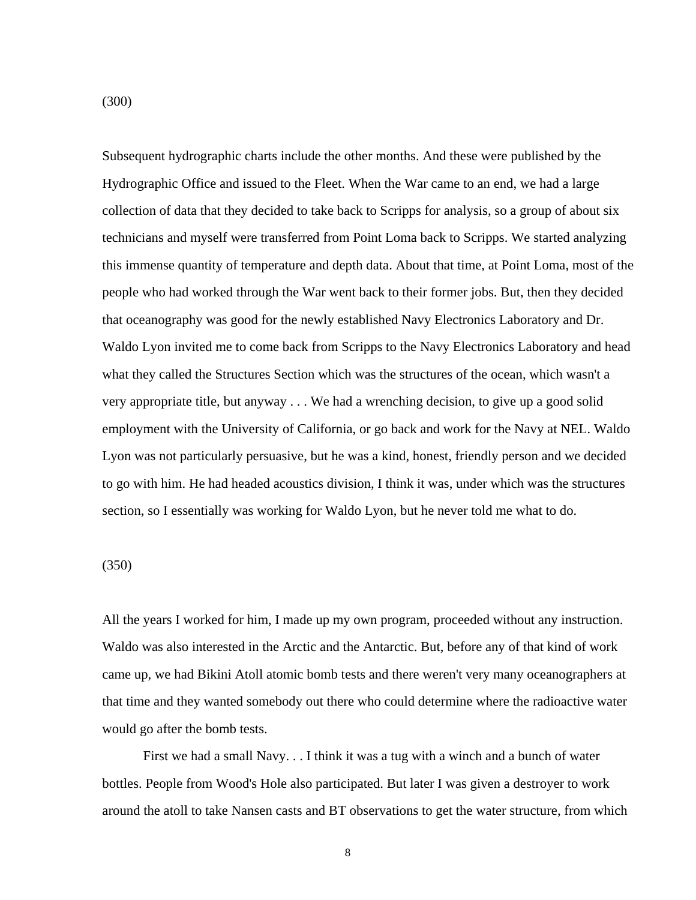(300)

Subsequent hydrographic charts include the other months. And these were published by the Hydrographic Office and issued to the Fleet. When the War came to an end, we had a large collection of data that they decided to take back to Scripps for analysis, so a group of about six technicians and myself were transferred from Point Loma back to Scripps. We started analyzing this immense quantity of temperature and depth data. About that time, at Point Loma, most of the people who had worked through the War went back to their former jobs. But, then they decided that oceanography was good for the newly established Navy Electronics Laboratory and Dr. Waldo Lyon invited me to come back from Scripps to the Navy Electronics Laboratory and head what they called the Structures Section which was the structures of the ocean, which wasn't a very appropriate title, but anyway . . . We had a wrenching decision, to give up a good solid employment with the University of California, or go back and work for the Navy at NEL. Waldo Lyon was not particularly persuasive, but he was a kind, honest, friendly person and we decided to go with him. He had headed acoustics division, I think it was, under which was the structures section, so I essentially was working for Waldo Lyon, but he never told me what to do.

(350)

All the years I worked for him, I made up my own program, proceeded without any instruction. Waldo was also interested in the Arctic and the Antarctic. But, before any of that kind of work came up, we had Bikini Atoll atomic bomb tests and there weren't very many oceanographers at that time and they wanted somebody out there who could determine where the radioactive water would go after the bomb tests.

First we had a small Navy. . . I think it was a tug with a winch and a bunch of water bottles. People from Wood's Hole also participated. But later I was given a destroyer to work around the atoll to take Nansen casts and BT observations to get the water structure, from which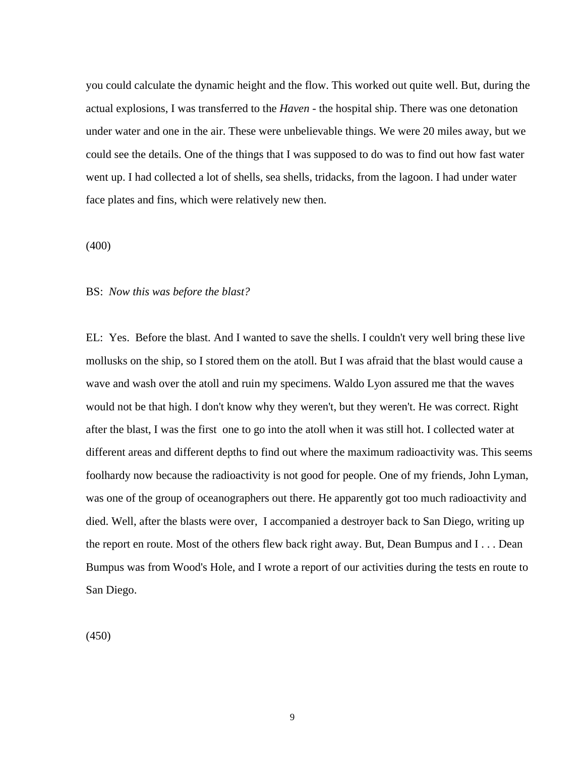you could calculate the dynamic height and the flow. This worked out quite well. But, during the actual explosions, I was transferred to the *Haven* - the hospital ship. There was one detonation under water and one in the air. These were unbelievable things. We were 20 miles away, but we could see the details. One of the things that I was supposed to do was to find out how fast water went up. I had collected a lot of shells, sea shells, tridacks, from the lagoon. I had under water face plates and fins, which were relatively new then.

(400)

BS: *Now this was before the blast?*

EL: Yes. Before the blast. And I wanted to save the shells. I couldn't very well bring these live mollusks on the ship, so I stored them on the atoll. But I was afraid that the blast would cause a wave and wash over the atoll and ruin my specimens. Waldo Lyon assured me that the waves would not be that high. I don't know why they weren't, but they weren't. He was correct. Right after the blast, I was the first one to go into the atoll when it was still hot. I collected water at different areas and different depths to find out where the maximum radioactivity was. This seems foolhardy now because the radioactivity is not good for people. One of my friends, John Lyman, was one of the group of oceanographers out there. He apparently got too much radioactivity and died. Well, after the blasts were over, I accompanied a destroyer back to San Diego, writing up the report en route. Most of the others flew back right away. But, Dean Bumpus and I . . . Dean Bumpus was from Wood's Hole, and I wrote a report of our activities during the tests en route to San Diego.

(450)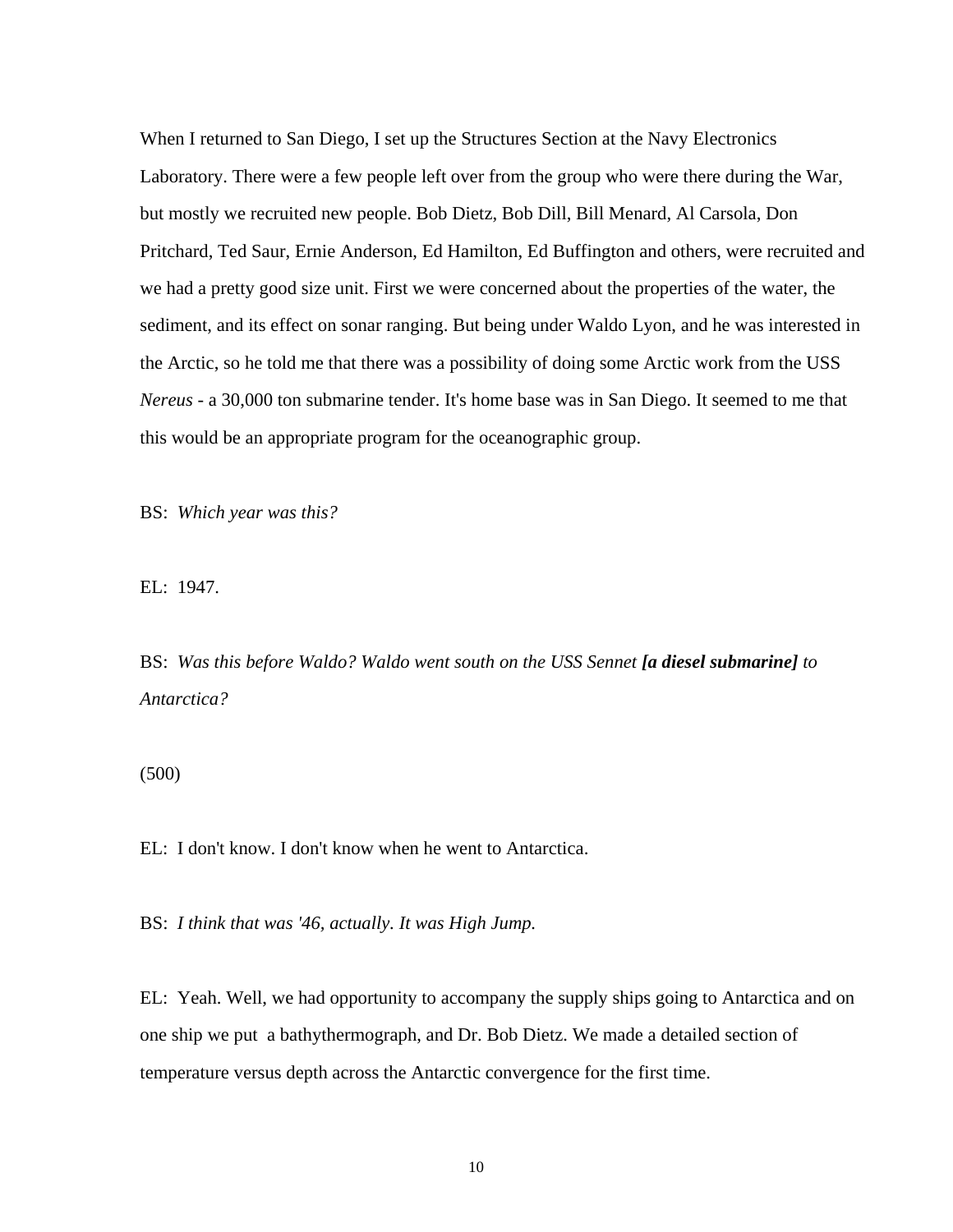When I returned to San Diego, I set up the Structures Section at the Navy Electronics Laboratory. There were a few people left over from the group who were there during the War, but mostly we recruited new people. Bob Dietz, Bob Dill, Bill Menard, Al Carsola, Don Pritchard, Ted Saur, Ernie Anderson, Ed Hamilton, Ed Buffington and others, were recruited and we had a pretty good size unit. First we were concerned about the properties of the water, the sediment, and its effect on sonar ranging. But being under Waldo Lyon, and he was interested in the Arctic, so he told me that there was a possibility of doing some Arctic work from the USS *Nereus* - a 30,000 ton submarine tender. It's home base was in San Diego. It seemed to me that this would be an appropriate program for the oceanographic group.

BS: *Which year was this?*

EL: 1947.

BS: *Was this before Waldo? Waldo went south on the USS Sennet* ***[a diesel submarine]*** *to Antarctica?*

(500)

EL: I don't know. I don't know when he went to Antarctica.

BS: *I think that was '46, actually. It was High Jump.*

EL: Yeah. Well, we had opportunity to accompany the supply ships going to Antarctica and on one ship we put a bathythermograph, and Dr. Bob Dietz. We made a detailed section of temperature versus depth across the Antarctic convergence for the first time.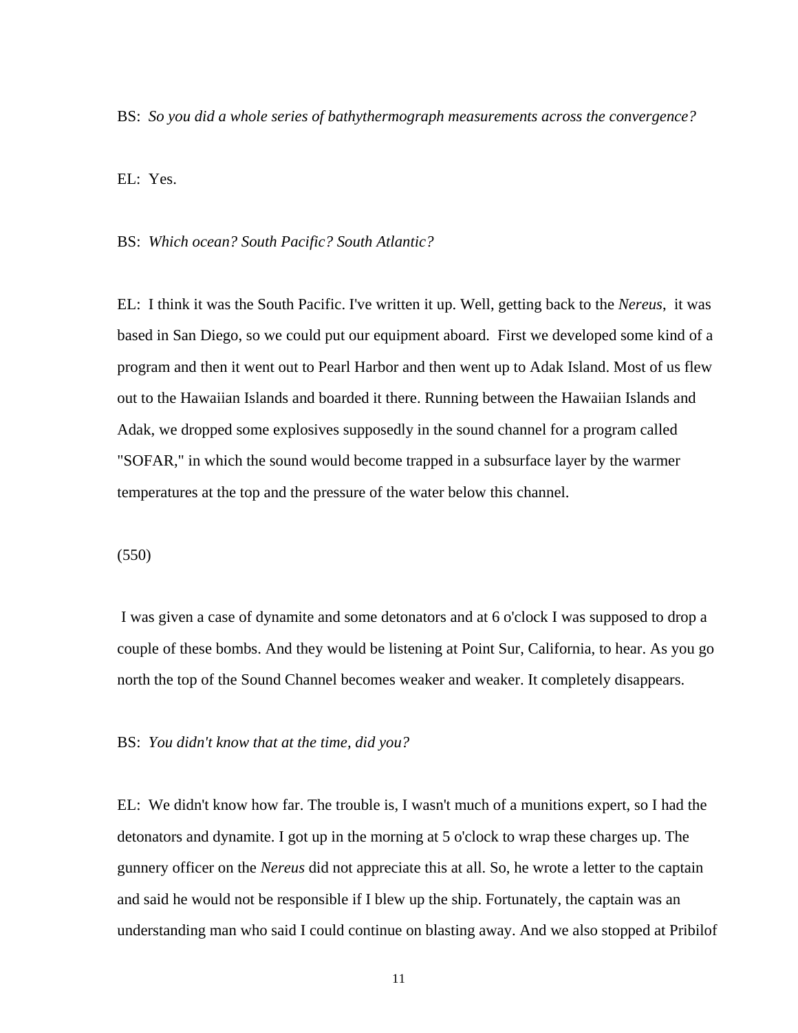BS: *So you did a whole series of bathythermograph measurements across the convergence?*

EL: Yes.

BS: *Which ocean? South Pacific? South Atlantic?*

EL: I think it was the South Pacific. I've written it up. Well, getting back to the *Nereus*, it was based in San Diego, so we could put our equipment aboard. First we developed some kind of a program and then it went out to Pearl Harbor and then went up to Adak Island. Most of us flew out to the Hawaiian Islands and boarded it there. Running between the Hawaiian Islands and Adak, we dropped some explosives supposedly in the sound channel for a program called "SOFAR," in which the sound would become trapped in a subsurface layer by the warmer temperatures at the top and the pressure of the water below this channel.

(550)

I was given a case of dynamite and some detonators and at 6 o'clock I was supposed to drop a couple of these bombs. And they would be listening at Point Sur, California, to hear. As you go north the top of the Sound Channel becomes weaker and weaker. It completely disappears.

BS: *You didn't know that at the time, did you?*

EL: We didn't know how far. The trouble is, I wasn't much of a munitions expert, so I had the detonators and dynamite. I got up in the morning at 5 o'clock to wrap these charges up. The gunnery officer on the *Nereus* did not appreciate this at all. So, he wrote a letter to the captain and said he would not be responsible if I blew up the ship. Fortunately, the captain was an understanding man who said I could continue on blasting away. And we also stopped at Pribilof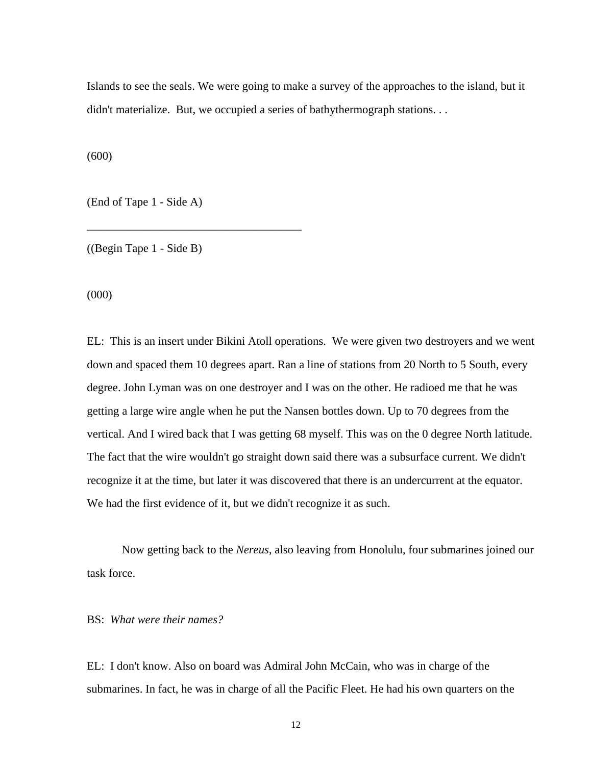Islands to see the seals. We were going to make a survey of the approaches to the island, but it didn't materialize. But, we occupied a series of bathythermograph stations. . .

(600)

(End of Tape 1 - Side A)

_______________________________________

((Begin Tape 1 - Side B)

(000)

EL: This is an insert under Bikini Atoll operations. We were given two destroyers and we went down and spaced them 10 degrees apart. Ran a line of stations from 20 North to 5 South, every degree. John Lyman was on one destroyer and I was on the other. He radioed me that he was getting a large wire angle when he put the Nansen bottles down. Up to 70 degrees from the vertical. And I wired back that I was getting 68 myself. This was on the 0 degree North latitude. The fact that the wire wouldn't go straight down said there was a subsurface current. We didn't recognize it at the time, but later it was discovered that there is an undercurrent at the equator. We had the first evidence of it, but we didn't recognize it as such.

Now getting back to the *Nereus*, also leaving from Honolulu, four submarines joined our task force.

BS: *What were their names?*

EL: I don't know. Also on board was Admiral John McCain, who was in charge of the submarines. In fact, he was in charge of all the Pacific Fleet. He had his own quarters on the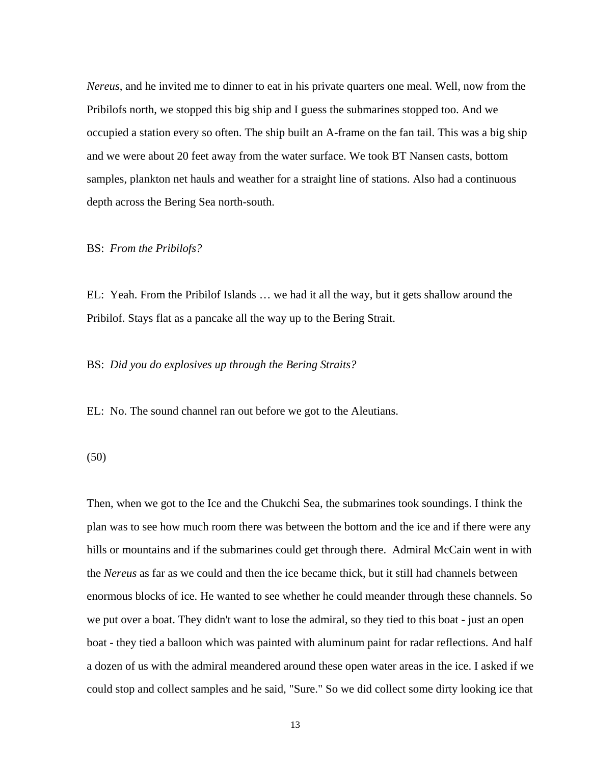*Nereus*, and he invited me to dinner to eat in his private quarters one meal. Well, now from the Pribilofs north, we stopped this big ship and I guess the submarines stopped too. And we occupied a station every so often. The ship built an A-frame on the fan tail. This was a big ship and we were about 20 feet away from the water surface. We took BT Nansen casts, bottom samples, plankton net hauls and weather for a straight line of stations. Also had a continuous depth across the Bering Sea north-south.

BS: *From the Pribilofs?*

EL: Yeah. From the Pribilof Islands … we had it all the way, but it gets shallow around the Pribilof. Stays flat as a pancake all the way up to the Bering Strait.

BS: *Did you do explosives up through the Bering Straits?*

EL: No. The sound channel ran out before we got to the Aleutians.

(50)

Then, when we got to the Ice and the Chukchi Sea, the submarines took soundings. I think the plan was to see how much room there was between the bottom and the ice and if there were any hills or mountains and if the submarines could get through there. Admiral McCain went in with the *Nereus* as far as we could and then the ice became thick, but it still had channels between enormous blocks of ice. He wanted to see whether he could meander through these channels. So we put over a boat. They didn't want to lose the admiral, so they tied to this boat - just an open boat - they tied a balloon which was painted with aluminum paint for radar reflections. And half a dozen of us with the admiral meandered around these open water areas in the ice. I asked if we could stop and collect samples and he said, "Sure." So we did collect some dirty looking ice that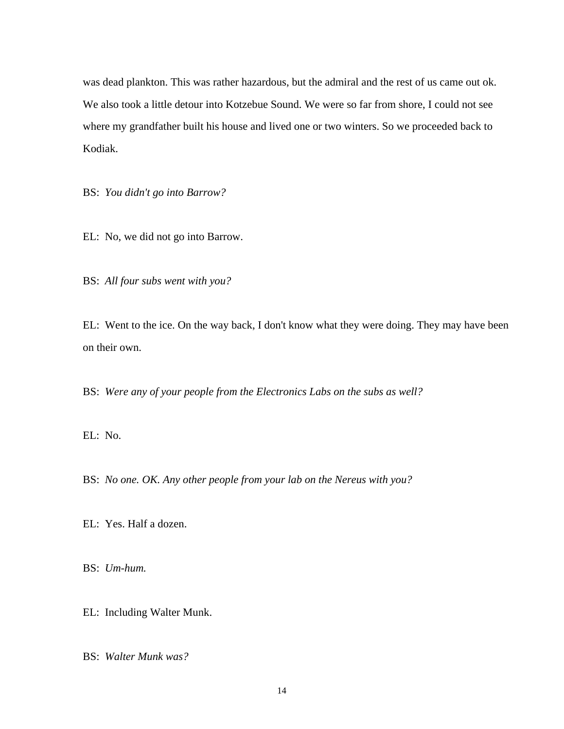was dead plankton. This was rather hazardous, but the admiral and the rest of us came out ok. We also took a little detour into Kotzebue Sound. We were so far from shore, I could not see where my grandfather built his house and lived one or two winters. So we proceeded back to Kodiak.

BS: *You didn't go into Barrow?*

EL: No, we did not go into Barrow.

BS: *All four subs went with you?*

EL: Went to the ice. On the way back, I don't know what they were doing. They may have been on their own.

BS: *Were any of your people from the Electronics Labs on the subs as well?*

EL: No.

BS: *No one. OK. Any other people from your lab on the Nereus with you?*

EL: Yes. Half a dozen.

BS: *Um-hum.*

EL: Including Walter Munk.

BS: *Walter Munk was?*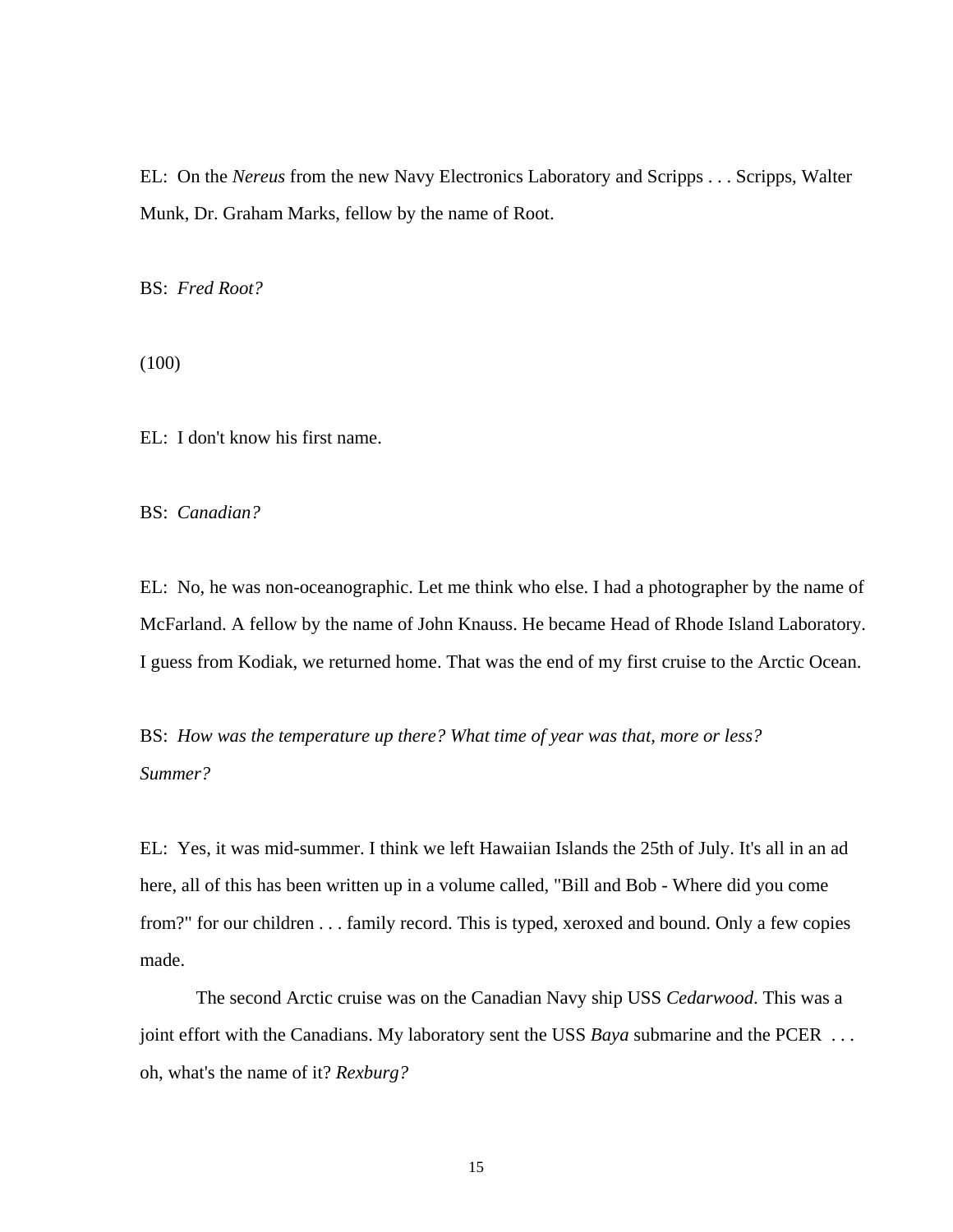EL: On the *Nereus* from the new Navy Electronics Laboratory and Scripps . . . Scripps, Walter Munk, Dr. Graham Marks, fellow by the name of Root.

BS: *Fred Root?*

(100)

EL: I don't know his first name.

BS: *Canadian?*

EL: No, he was non-oceanographic. Let me think who else. I had a photographer by the name of McFarland. A fellow by the name of John Knauss. He became Head of Rhode Island Laboratory. I guess from Kodiak, we returned home. That was the end of my first cruise to the Arctic Ocean.

BS: *How was the temperature up there? What time of year was that, more or less? Summer?*

EL: Yes, it was mid-summer. I think we left Hawaiian Islands the 25th of July. It's all in an ad here, all of this has been written up in a volume called, "Bill and Bob - Where did you come from?" for our children . . . family record. This is typed, xeroxed and bound. Only a few copies made.

The second Arctic cruise was on the Canadian Navy ship USS *Cedarwood*. This was a joint effort with the Canadians. My laboratory sent the USS *Baya* submarine and the PCER . . . oh, what's the name of it? *Rexburg?*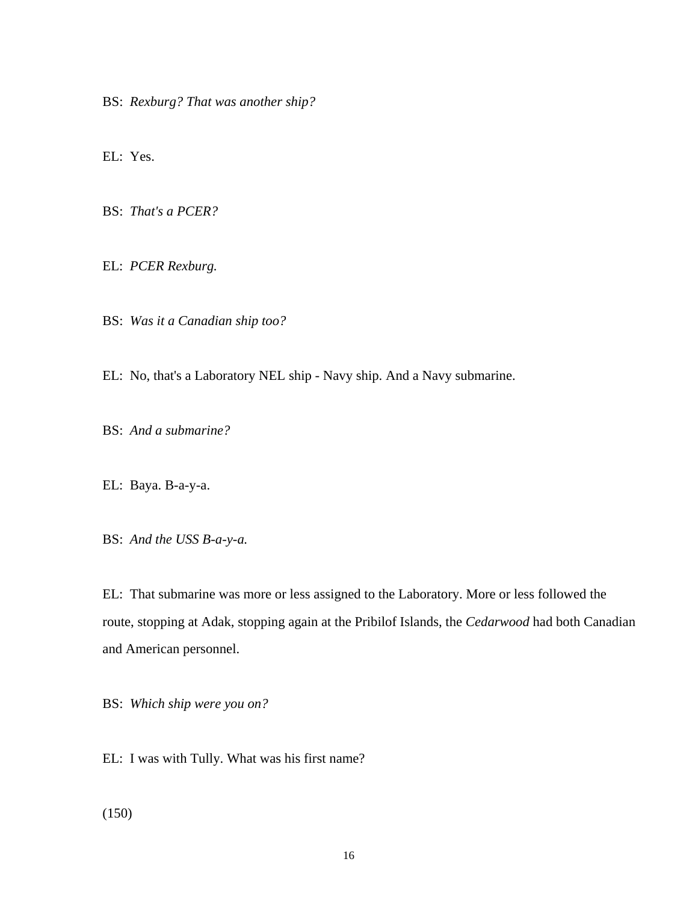BS: *Rexburg? That was another ship?*

EL: Yes.

BS: *That's a PCER?*

EL: *PCER Rexburg.*

BS: *Was it a Canadian ship too?*

EL: No, that's a Laboratory NEL ship - Navy ship. And a Navy submarine.

BS: *And a submarine?*

EL: Baya. B-a-y-a.

BS: *And the USS B-a-y-a.*

EL: That submarine was more or less assigned to the Laboratory. More or less followed the route, stopping at Adak, stopping again at the Pribilof Islands, the *Cedarwood* had both Canadian and American personnel.

BS: *Which ship were you on?*

EL: I was with Tully. What was his first name?

(150)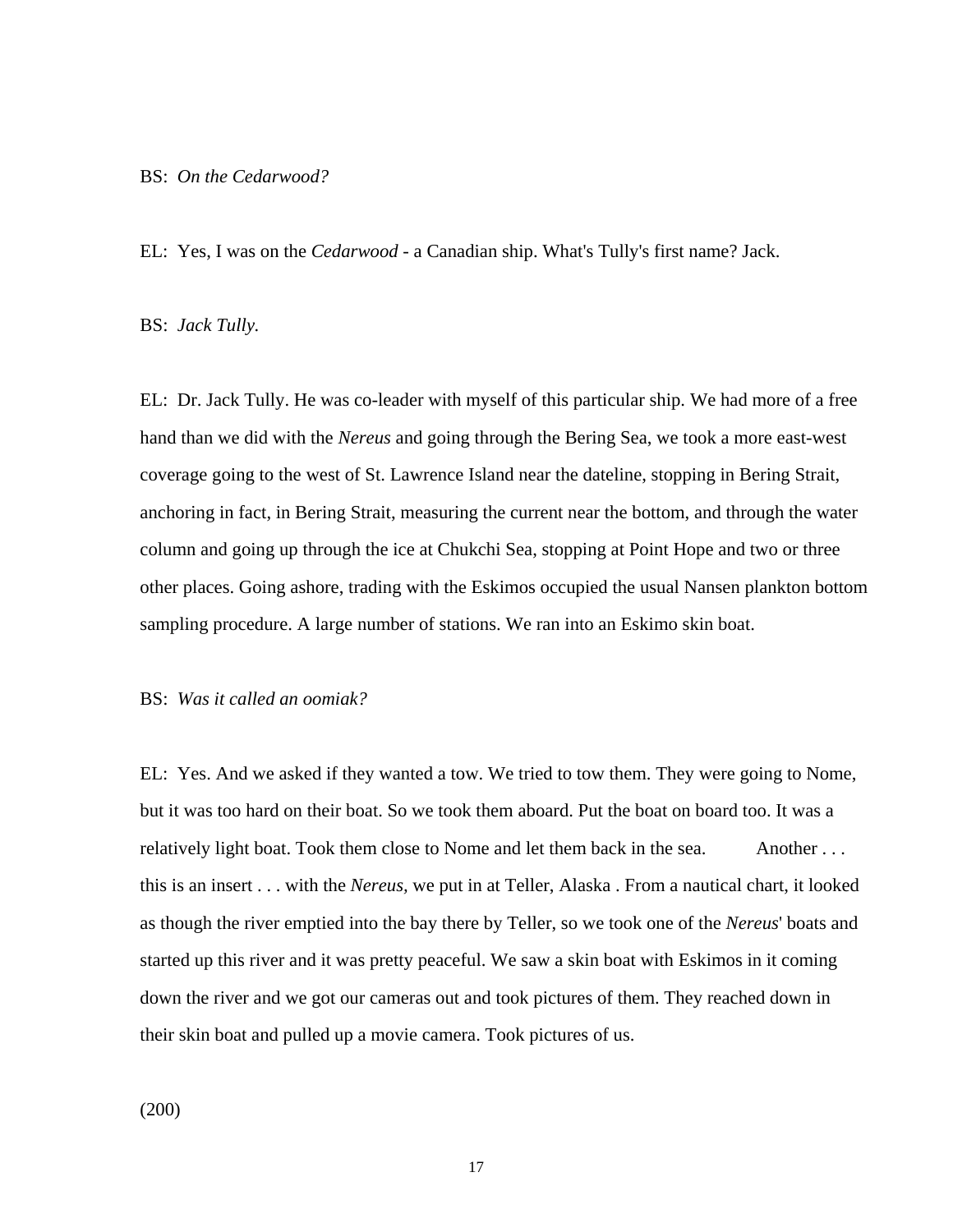BS: *On the Cedarwood?*

EL: Yes, I was on the *Cedarwood* - a Canadian ship. What's Tully's first name? Jack.

BS: *Jack Tully.*

EL: Dr. Jack Tully. He was co-leader with myself of this particular ship. We had more of a free hand than we did with the *Nereus* and going through the Bering Sea, we took a more east-west coverage going to the west of St. Lawrence Island near the dateline, stopping in Bering Strait, anchoring in fact, in Bering Strait, measuring the current near the bottom, and through the water column and going up through the ice at Chukchi Sea, stopping at Point Hope and two or three other places. Going ashore, trading with the Eskimos occupied the usual Nansen plankton bottom sampling procedure. A large number of stations. We ran into an Eskimo skin boat.

BS: *Was it called an oomiak?*

EL: Yes. And we asked if they wanted a tow. We tried to tow them. They were going to Nome, but it was too hard on their boat. So we took them aboard. Put the boat on board too. It was a relatively light boat. Took them close to Nome and let them back in the sea. Another . . . this is an insert . . . with the *Nereus,* we put in at Teller, Alaska . From a nautical chart, it looked as though the river emptied into the bay there by Teller, so we took one of the *Nereus*' boats and started up this river and it was pretty peaceful. We saw a skin boat with Eskimos in it coming down the river and we got our cameras out and took pictures of them. They reached down in their skin boat and pulled up a movie camera. Took pictures of us.

(200)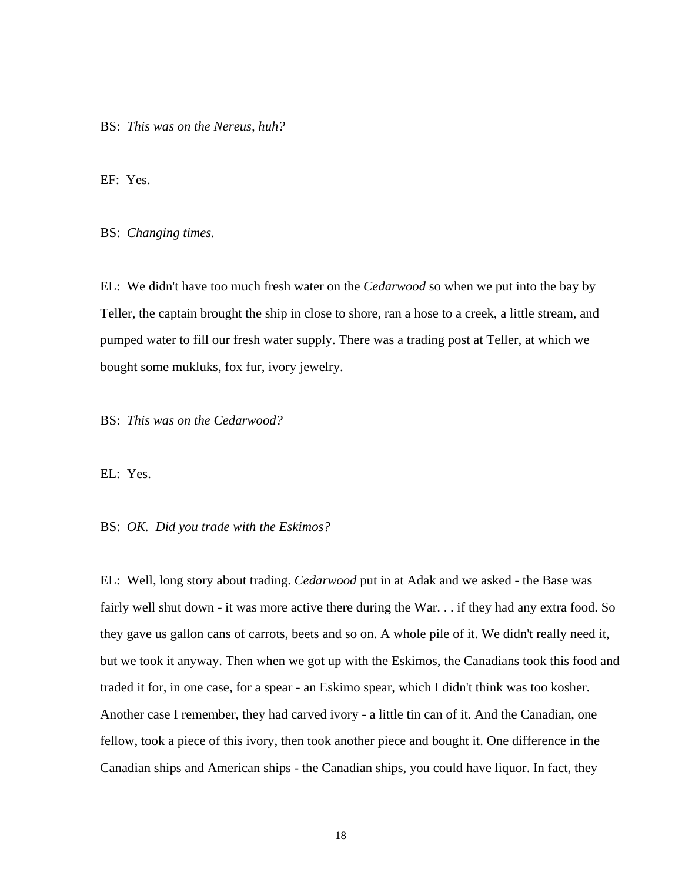BS: *This was on the Nereus, huh?*

EF: Yes.

BS: *Changing times.*

EL: We didn't have too much fresh water on the *Cedarwood* so when we put into the bay by Teller, the captain brought the ship in close to shore, ran a hose to a creek, a little stream, and pumped water to fill our fresh water supply. There was a trading post at Teller, at which we bought some mukluks, fox fur, ivory jewelry.

BS: *This was on the Cedarwood?*

EL: Yes.

BS: *OK. Did you trade with the Eskimos?*

EL: Well, long story about trading. *Cedarwood* put in at Adak and we asked - the Base was fairly well shut down - it was more active there during the War. . . if they had any extra food. So they gave us gallon cans of carrots, beets and so on. A whole pile of it. We didn't really need it, but we took it anyway. Then when we got up with the Eskimos, the Canadians took this food and traded it for, in one case, for a spear - an Eskimo spear, which I didn't think was too kosher. Another case I remember, they had carved ivory - a little tin can of it. And the Canadian, one fellow, took a piece of this ivory, then took another piece and bought it. One difference in the Canadian ships and American ships - the Canadian ships, you could have liquor. In fact, they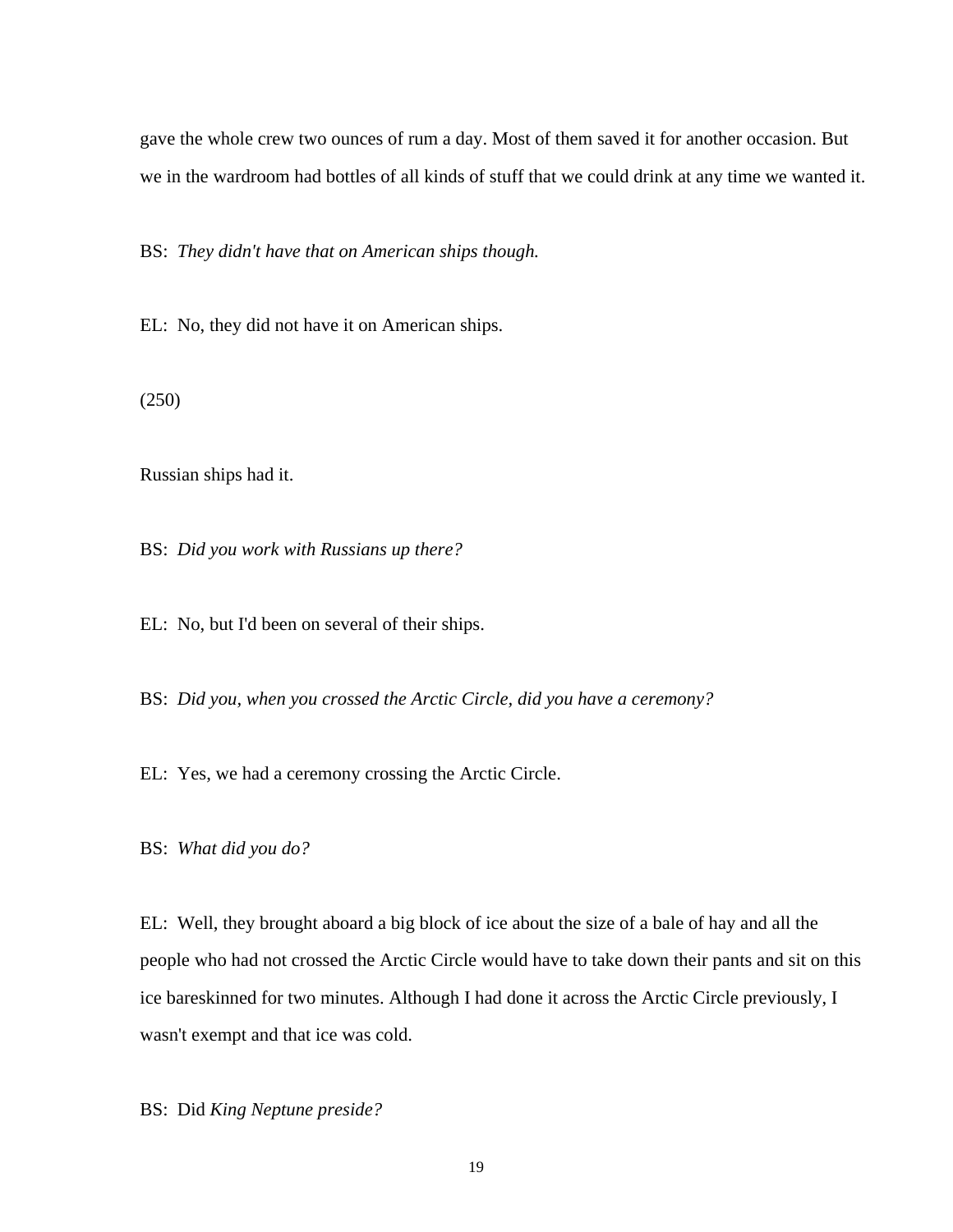gave the whole crew two ounces of rum a day. Most of them saved it for another occasion. But we in the wardroom had bottles of all kinds of stuff that we could drink at any time we wanted it.

BS: *They didn't have that on American ships though.*

EL: No, they did not have it on American ships.

(250)

Russian ships had it.

BS: *Did you work with Russians up there?*

EL: No, but I'd been on several of their ships.

BS: *Did you, when you crossed the Arctic Circle, did you have a ceremony?*

EL: Yes, we had a ceremony crossing the Arctic Circle.

BS: *What did you do?*

EL: Well, they brought aboard a big block of ice about the size of a bale of hay and all the people who had not crossed the Arctic Circle would have to take down their pants and sit on this ice bareskinned for two minutes. Although I had done it across the Arctic Circle previously, I wasn't exempt and that ice was cold.

BS: Did *King Neptune preside?*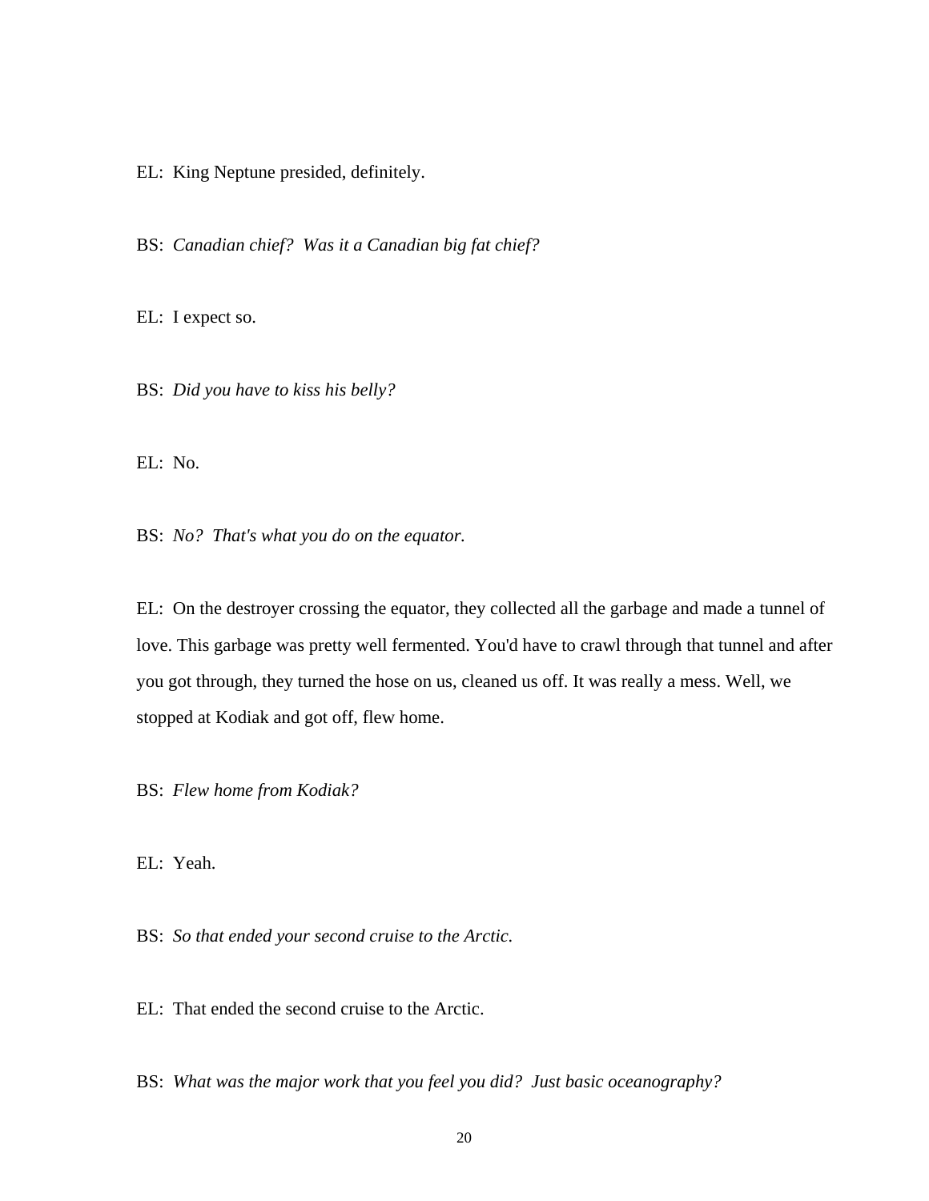EL: King Neptune presided, definitely.

BS: *Canadian chief? Was it a Canadian big fat chief?*

EL: I expect so.

BS: *Did you have to kiss his belly?*

EL: No.

BS: *No? That's what you do on the equator.*

EL: On the destroyer crossing the equator, they collected all the garbage and made a tunnel of love. This garbage was pretty well fermented. You'd have to crawl through that tunnel and after you got through, they turned the hose on us, cleaned us off. It was really a mess. Well, we stopped at Kodiak and got off, flew home.

BS: *Flew home from Kodiak?*

EL: Yeah.

BS: *So that ended your second cruise to the Arctic.*

EL: That ended the second cruise to the Arctic.

BS: *What was the major work that you feel you did? Just basic oceanography?*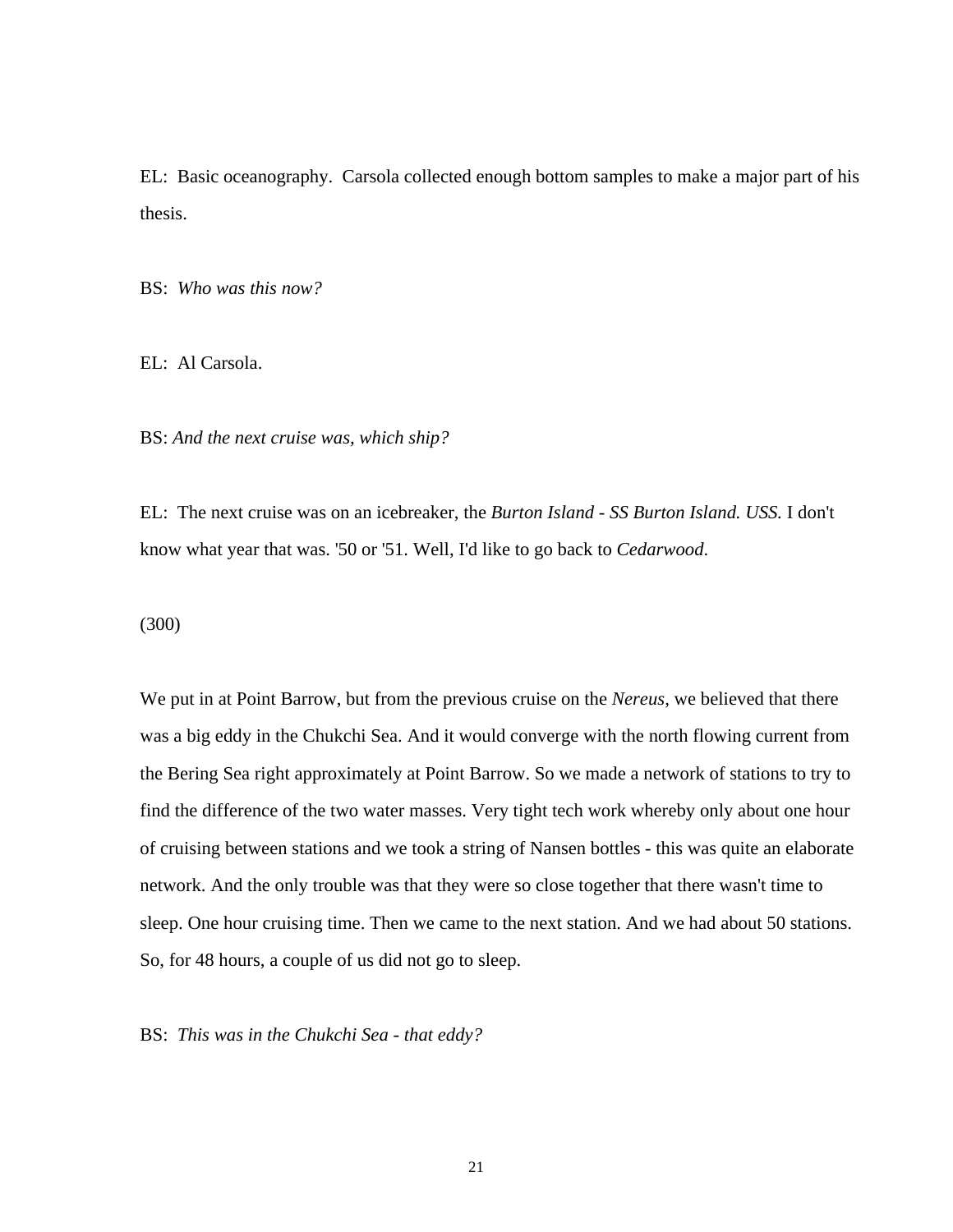EL: Basic oceanography. Carsola collected enough bottom samples to make a major part of his thesis.

BS: *Who was this now?*

EL: Al Carsola.

BS: *And the next cruise was, which ship?*

EL: The next cruise was on an icebreaker, the *Burton Island - SS Burton Island. USS.* I don't know what year that was. '50 or '51. Well, I'd like to go back to *Cedarwood*.

(300)

We put in at Point Barrow, but from the previous cruise on the *Nereus*, we believed that there was a big eddy in the Chukchi Sea. And it would converge with the north flowing current from the Bering Sea right approximately at Point Barrow. So we made a network of stations to try to find the difference of the two water masses. Very tight tech work whereby only about one hour of cruising between stations and we took a string of Nansen bottles - this was quite an elaborate network. And the only trouble was that they were so close together that there wasn't time to sleep. One hour cruising time. Then we came to the next station. And we had about 50 stations. So, for 48 hours, a couple of us did not go to sleep.

BS: *This was in the Chukchi Sea - that eddy?*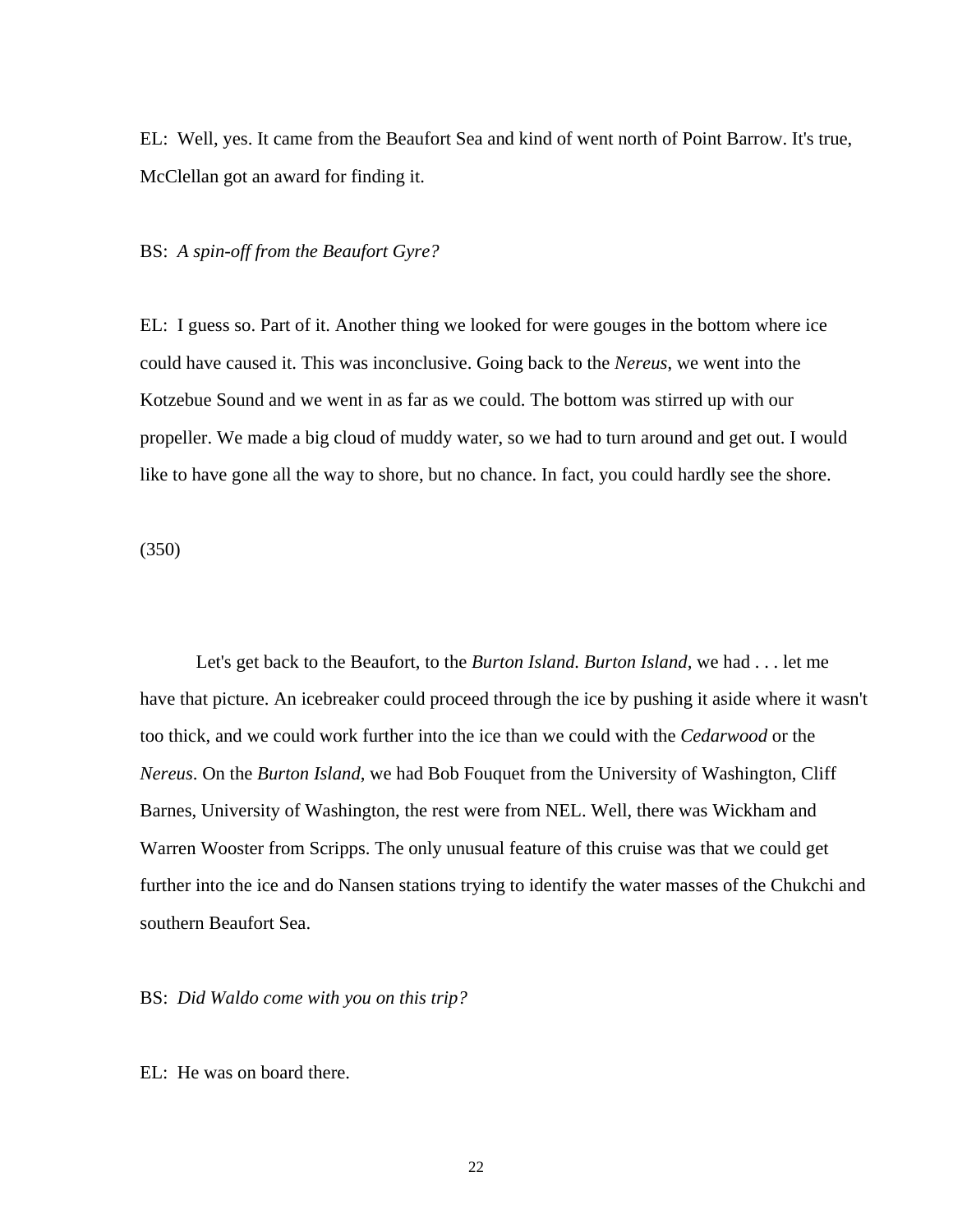EL: Well, yes. It came from the Beaufort Sea and kind of went north of Point Barrow. It's true, McClellan got an award for finding it.

BS: *A spin-off from the Beaufort Gyre?*

EL: I guess so. Part of it. Another thing we looked for were gouges in the bottom where ice could have caused it. This was inconclusive. Going back to the *Nereus*, we went into the Kotzebue Sound and we went in as far as we could. The bottom was stirred up with our propeller. We made a big cloud of muddy water, so we had to turn around and get out. I would like to have gone all the way to shore, but no chance. In fact, you could hardly see the shore.

(350)

Let's get back to the Beaufort, to the *Burton Island. Burton Island*, we had . . . let me have that picture. An icebreaker could proceed through the ice by pushing it aside where it wasn't too thick, and we could work further into the ice than we could with the *Cedarwood* or the *Nereus*. On the *Burton Island*, we had Bob Fouquet from the University of Washington, Cliff Barnes, University of Washington, the rest were from NEL. Well, there was Wickham and Warren Wooster from Scripps. The only unusual feature of this cruise was that we could get further into the ice and do Nansen stations trying to identify the water masses of the Chukchi and southern Beaufort Sea.

BS: *Did Waldo come with you on this trip?*

EL: He was on board there.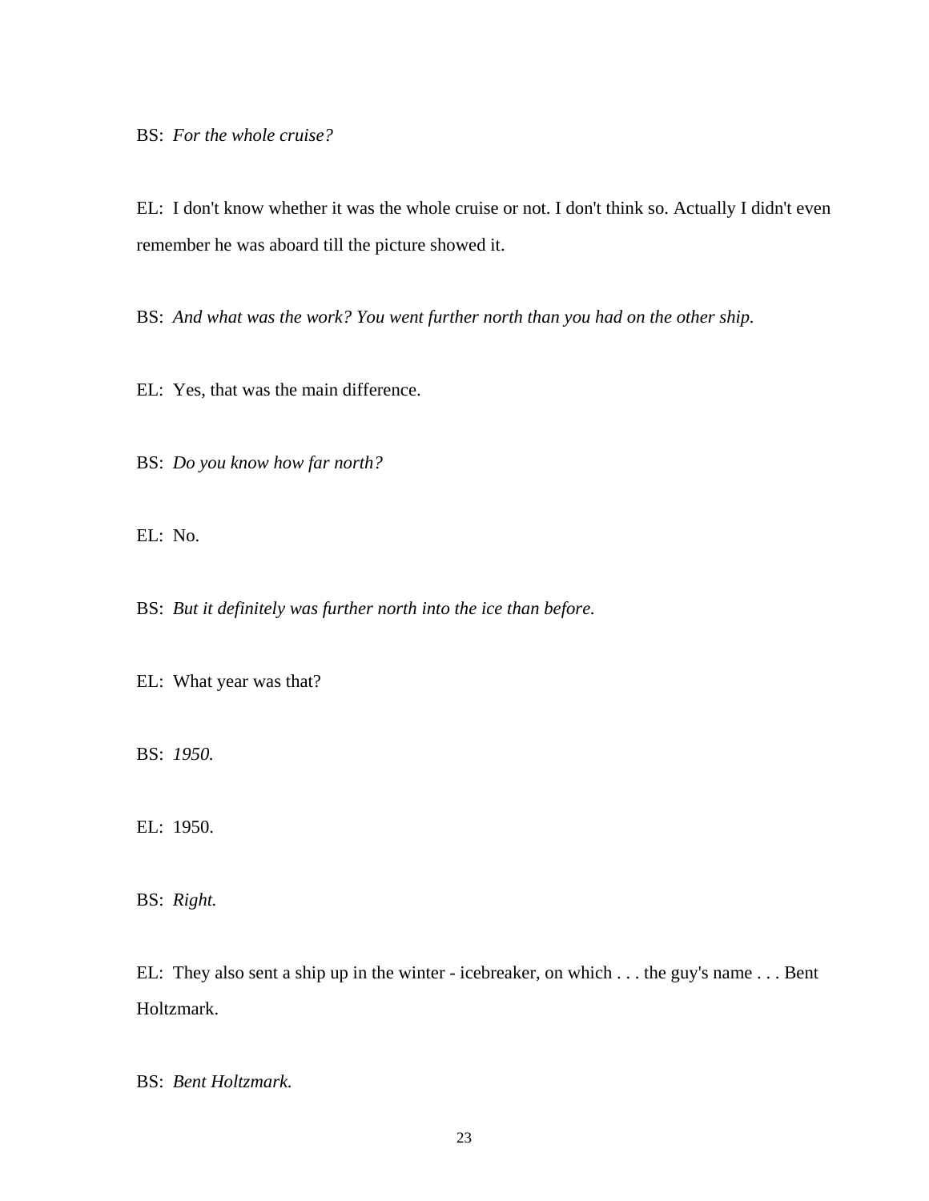BS: *For the whole cruise?*

EL: I don't know whether it was the whole cruise or not. I don't think so. Actually I didn't even remember he was aboard till the picture showed it.

BS: *And what was the work? You went further north than you had on the other ship.*

EL: Yes, that was the main difference.

BS: *Do you know how far north?*

EL: No.

BS: *But it definitely was further north into the ice than before.*

EL: What year was that?

BS: *1950.*

EL: 1950.

BS: *Right.*

EL: They also sent a ship up in the winter - icebreaker, on which . . . the guy's name . . . Bent Holtzmark.

BS: *Bent Holtzmark.*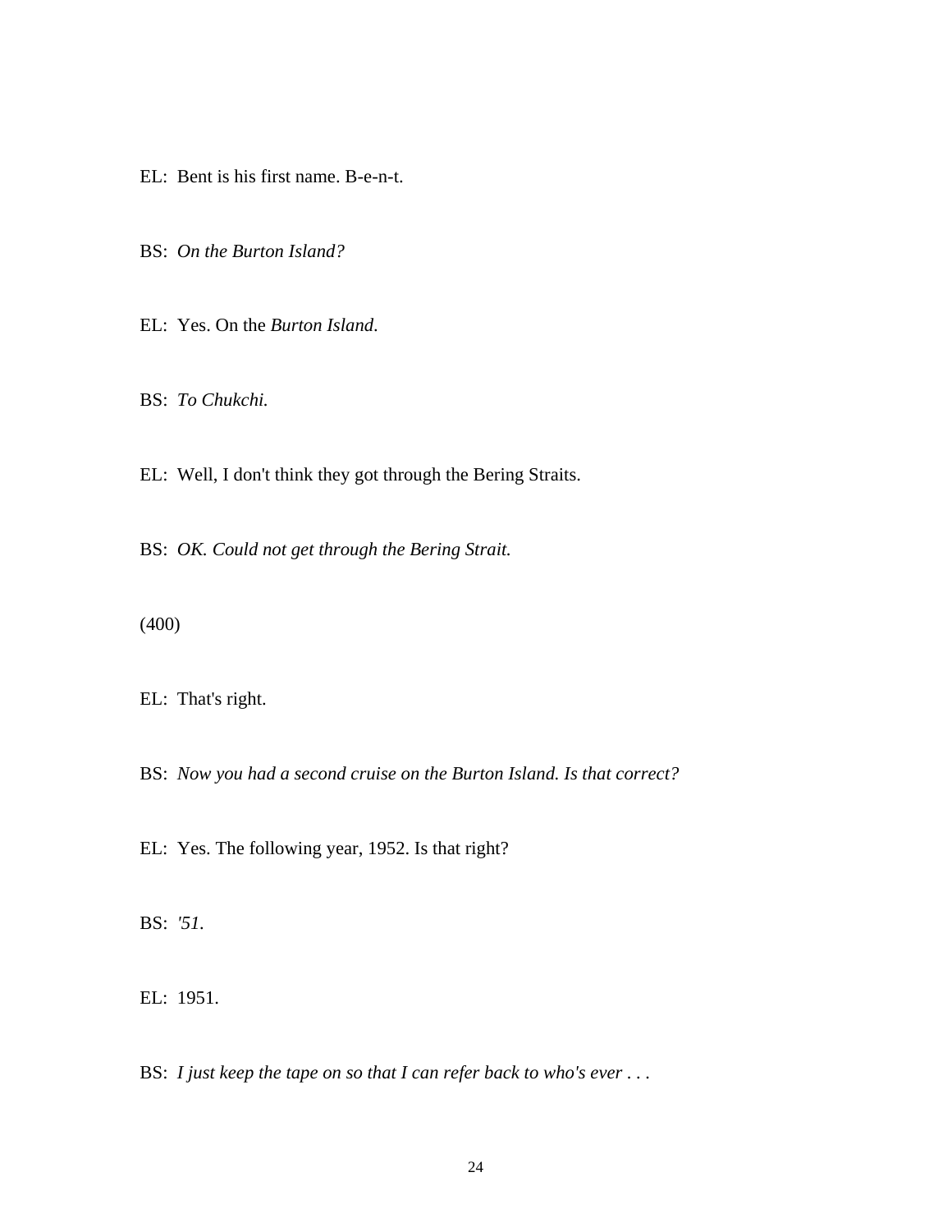EL: Bent is his first name. B-e-n-t.

BS: *On the Burton Island?*

EL: Yes. On the *Burton Island*.

BS: *To Chukchi.*

EL: Well, I don't think they got through the Bering Straits.

BS: *OK. Could not get through the Bering Strait.*

(400)

EL: That's right.

BS: *Now you had a second cruise on the Burton Island. Is that correct?*

EL: Yes. The following year, 1952. Is that right?

BS: *'51.*

EL: 1951.

BS: *I just keep the tape on so that I can refer back to who's ever . . .*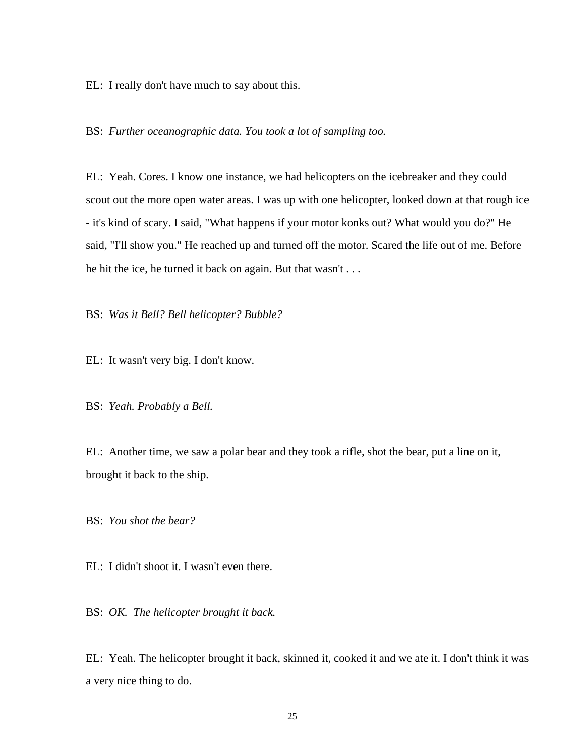EL: I really don't have much to say about this.

BS: *Further oceanographic data. You took a lot of sampling too.*

EL: Yeah. Cores. I know one instance, we had helicopters on the icebreaker and they could scout out the more open water areas. I was up with one helicopter, looked down at that rough ice - it's kind of scary. I said, "What happens if your motor konks out? What would you do?" He said, "I'll show you." He reached up and turned off the motor. Scared the life out of me. Before he hit the ice, he turned it back on again. But that wasn't . . .

BS: *Was it Bell? Bell helicopter? Bubble?*

EL: It wasn't very big. I don't know.

BS: *Yeah. Probably a Bell.*

EL: Another time, we saw a polar bear and they took a rifle, shot the bear, put a line on it, brought it back to the ship.

BS: *You shot the bear?*

EL: I didn't shoot it. I wasn't even there.

BS: *OK. The helicopter brought it back.*

EL: Yeah. The helicopter brought it back, skinned it, cooked it and we ate it. I don't think it was a very nice thing to do.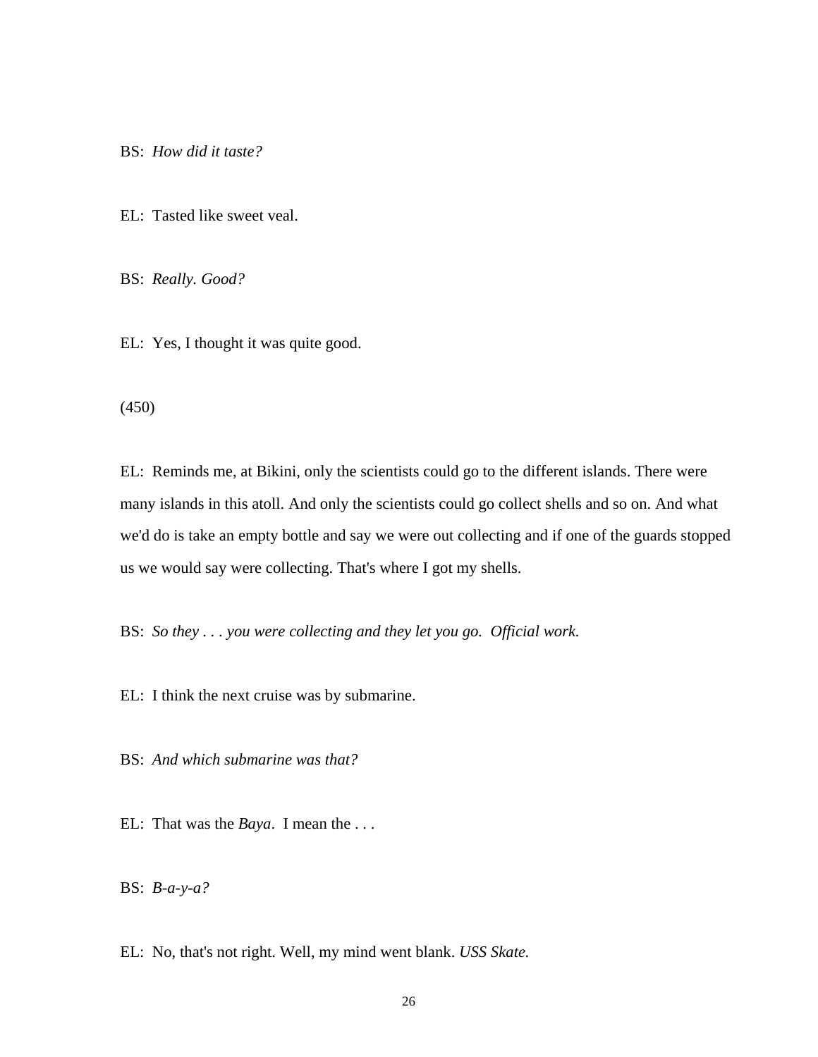BS: *How did it taste?*

EL: Tasted like sweet veal.

BS: *Really. Good?*

EL: Yes, I thought it was quite good.

(450)

EL: Reminds me, at Bikini, only the scientists could go to the different islands. There were many islands in this atoll. And only the scientists could go collect shells and so on. And what we'd do is take an empty bottle and say we were out collecting and if one of the guards stopped us we would say were collecting. That's where I got my shells.

BS: *So they . . . you were collecting and they let you go. Official work.*

EL: I think the next cruise was by submarine.

BS: *And which submarine was that?*

EL: That was the *Baya*. I mean the . . .

BS: *B-a-y-a?*

EL: No, that's not right. Well, my mind went blank. *USS Skate.*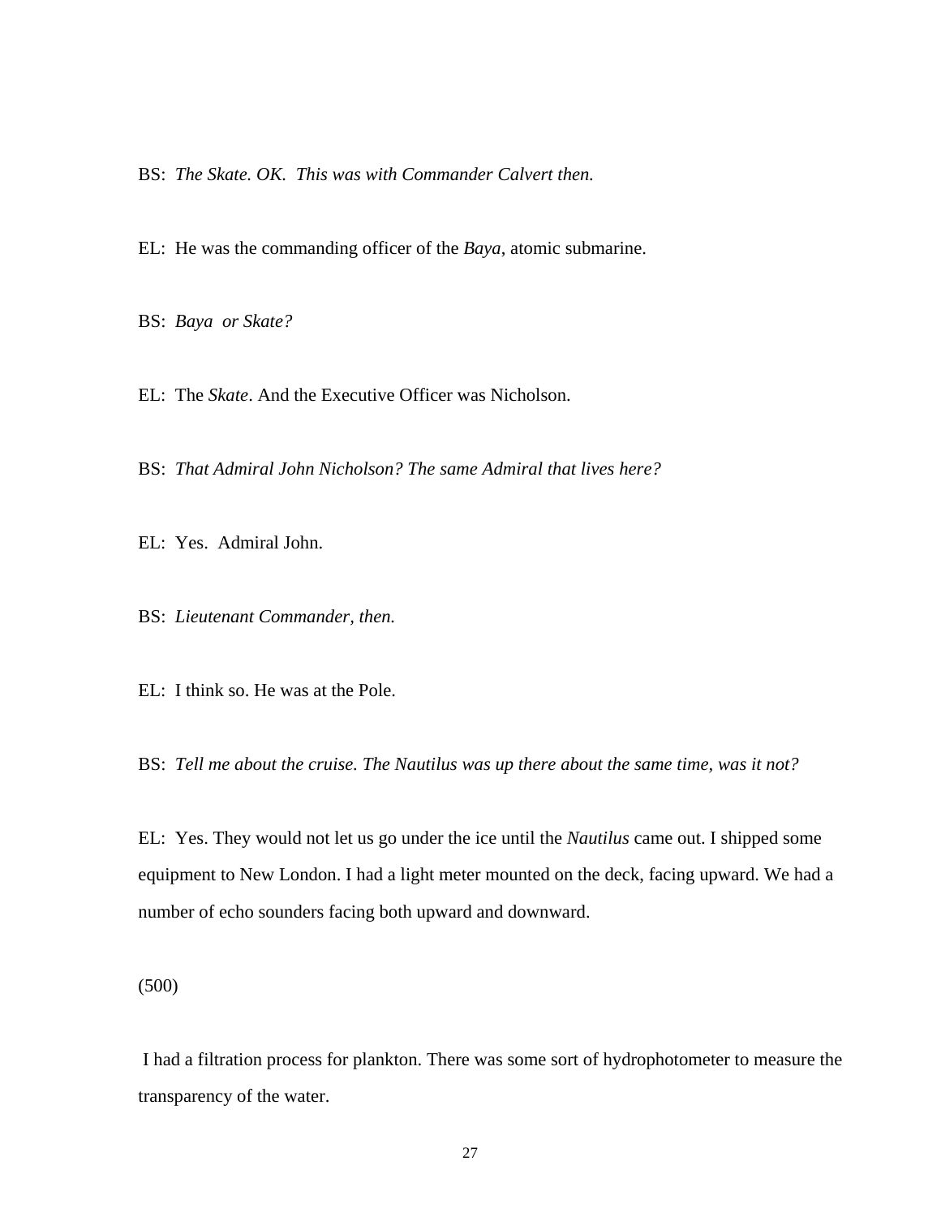BS: *The Skate. OK. This was with Commander Calvert then.*

EL: He was the commanding officer of the *Baya*, atomic submarine.

BS: *Baya or Skate?*

EL: The *Skate*. And the Executive Officer was Nicholson.

BS: *That Admiral John Nicholson? The same Admiral that lives here?*

EL: Yes. Admiral John.

BS: *Lieutenant Commander, then.*

EL: I think so. He was at the Pole.

BS: *Tell me about the cruise. The Nautilus was up there about the same time, was it not?*

EL: Yes. They would not let us go under the ice until the *Nautilus* came out. I shipped some equipment to New London. I had a light meter mounted on the deck, facing upward. We had a number of echo sounders facing both upward and downward.

(500)

I had a filtration process for plankton. There was some sort of hydrophotometer to measure the transparency of the water.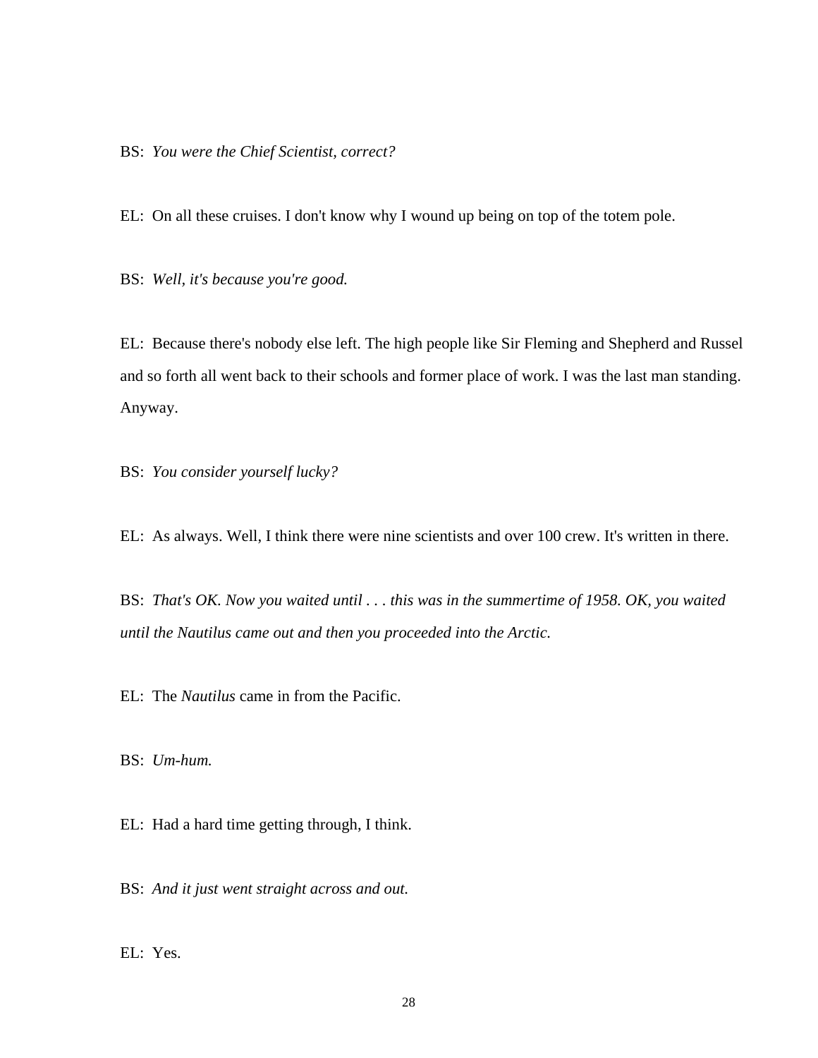BS: *You were the Chief Scientist, correct?*

EL: On all these cruises. I don't know why I wound up being on top of the totem pole.

BS: *Well, it's because you're good.*

EL: Because there's nobody else left. The high people like Sir Fleming and Shepherd and Russel and so forth all went back to their schools and former place of work. I was the last man standing. Anyway.

BS: *You consider yourself lucky?*

EL: As always. Well, I think there were nine scientists and over 100 crew. It's written in there.

BS: *That's OK. Now you waited until . . . this was in the summertime of 1958. OK, you waited until the Nautilus came out and then you proceeded into the Arctic.*

EL: The *Nautilus* came in from the Pacific.

BS: *Um-hum.*

EL: Had a hard time getting through, I think.

BS: *And it just went straight across and out.*

EL: Yes.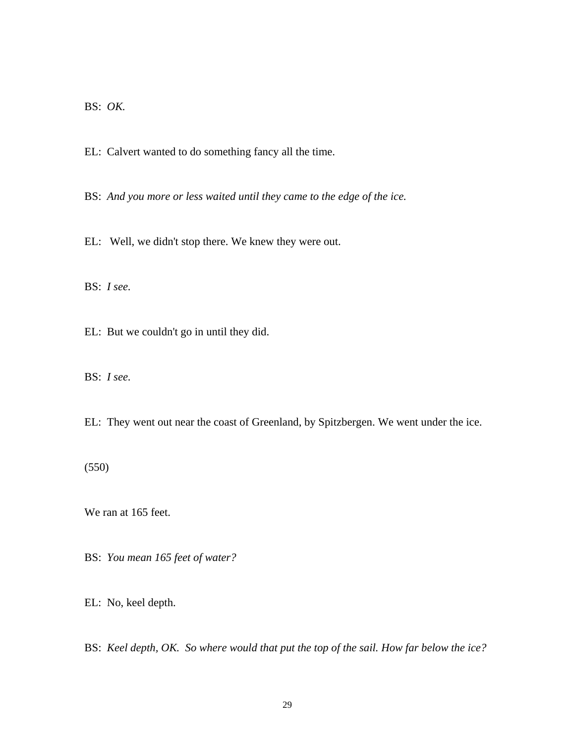BS: *OK.*

EL: Calvert wanted to do something fancy all the time.

BS: *And you more or less waited until they came to the edge of the ice.*

EL: Well, we didn't stop there. We knew they were out.

BS: *I see.*

EL: But we couldn't go in until they did.

BS: *I see.*

EL: They went out near the coast of Greenland, by Spitzbergen. We went under the ice.

(550)

We ran at 165 feet.

BS: *You mean 165 feet of water?*

EL: No, keel depth.

BS: *Keel depth, OK. So where would that put the top of the sail. How far below the ice?*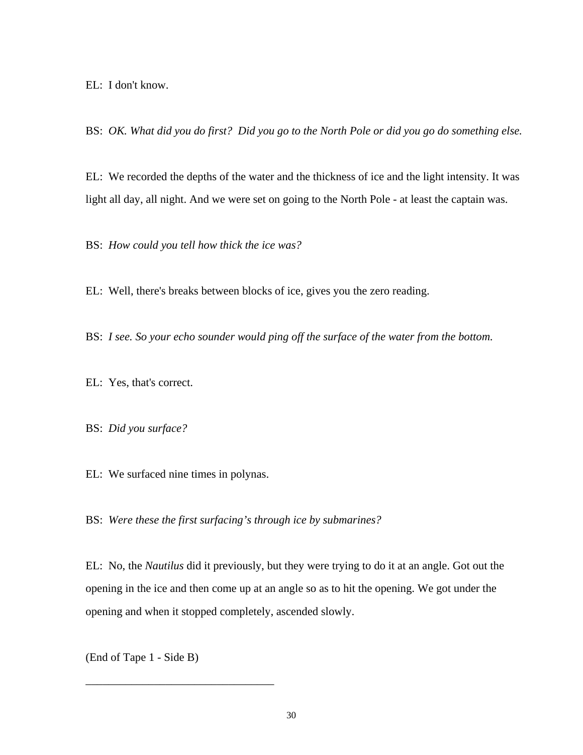EL: I don't know.

BS: *OK. What did you do first? Did you go to the North Pole or did you go do something else.*

EL: We recorded the depths of the water and the thickness of ice and the light intensity. It was light all day, all night. And we were set on going to the North Pole - at least the captain was.

BS: *How could you tell how thick the ice was?*

EL: Well, there's breaks between blocks of ice, gives you the zero reading.

BS: *I see. So your echo sounder would ping off the surface of the water from the bottom.*

EL: Yes, that's correct.

BS: *Did you surface?*

EL: We surfaced nine times in polynas.

BS: *Were these the first surfacing's through ice by submarines?*

EL: No, the *Nautilus* did it previously, but they were trying to do it at an angle. Got out the opening in the ice and then come up at an angle so as to hit the opening. We got under the opening and when it stopped completely, ascended slowly.

(End of Tape 1 - Side B)

___________________________________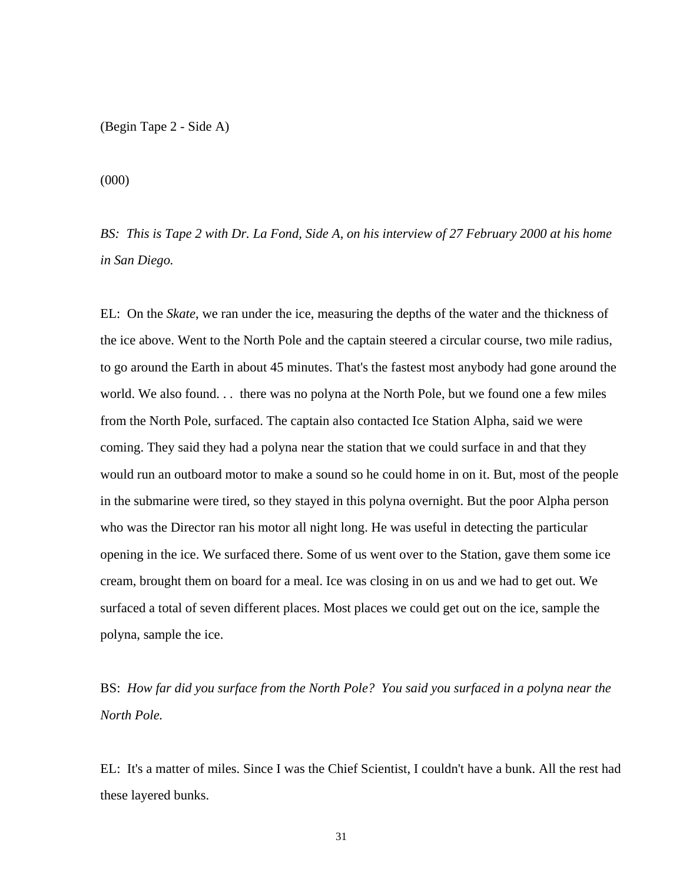(Begin Tape 2 - Side A)

(000)

*BS: This is Tape 2 with Dr. La Fond, Side A, on his interview of 27 February 2000 at his home in San Diego.*

EL: On the *Skate*, we ran under the ice, measuring the depths of the water and the thickness of the ice above. Went to the North Pole and the captain steered a circular course, two mile radius, to go around the Earth in about 45 minutes. That's the fastest most anybody had gone around the world. We also found. . . there was no polyna at the North Pole, but we found one a few miles from the North Pole, surfaced. The captain also contacted Ice Station Alpha, said we were coming. They said they had a polyna near the station that we could surface in and that they would run an outboard motor to make a sound so he could home in on it. But, most of the people in the submarine were tired, so they stayed in this polyna overnight. But the poor Alpha person who was the Director ran his motor all night long. He was useful in detecting the particular opening in the ice. We surfaced there. Some of us went over to the Station, gave them some ice cream, brought them on board for a meal. Ice was closing in on us and we had to get out. We surfaced a total of seven different places. Most places we could get out on the ice, sample the polyna, sample the ice.

BS: *How far did you surface from the North Pole? You said you surfaced in a polyna near the North Pole.*

EL: It's a matter of miles. Since I was the Chief Scientist, I couldn't have a bunk. All the rest had these layered bunks.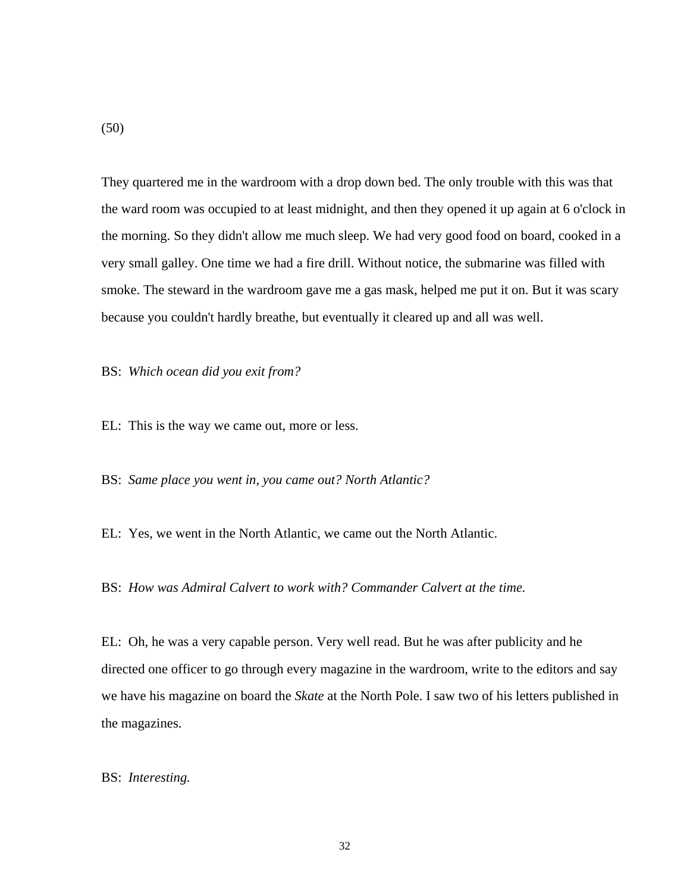(50)

They quartered me in the wardroom with a drop down bed. The only trouble with this was that the ward room was occupied to at least midnight, and then they opened it up again at 6 o'clock in the morning. So they didn't allow me much sleep. We had very good food on board, cooked in a very small galley. One time we had a fire drill. Without notice, the submarine was filled with smoke. The steward in the wardroom gave me a gas mask, helped me put it on. But it was scary because you couldn't hardly breathe, but eventually it cleared up and all was well.

BS: *Which ocean did you exit from?*

EL: This is the way we came out, more or less.

BS: *Same place you went in, you came out? North Atlantic?*

EL: Yes, we went in the North Atlantic, we came out the North Atlantic.

BS: *How was Admiral Calvert to work with? Commander Calvert at the time.*

EL: Oh, he was a very capable person. Very well read. But he was after publicity and he directed one officer to go through every magazine in the wardroom, write to the editors and say we have his magazine on board the *Skate* at the North Pole. I saw two of his letters published in the magazines.

BS: *Interesting.*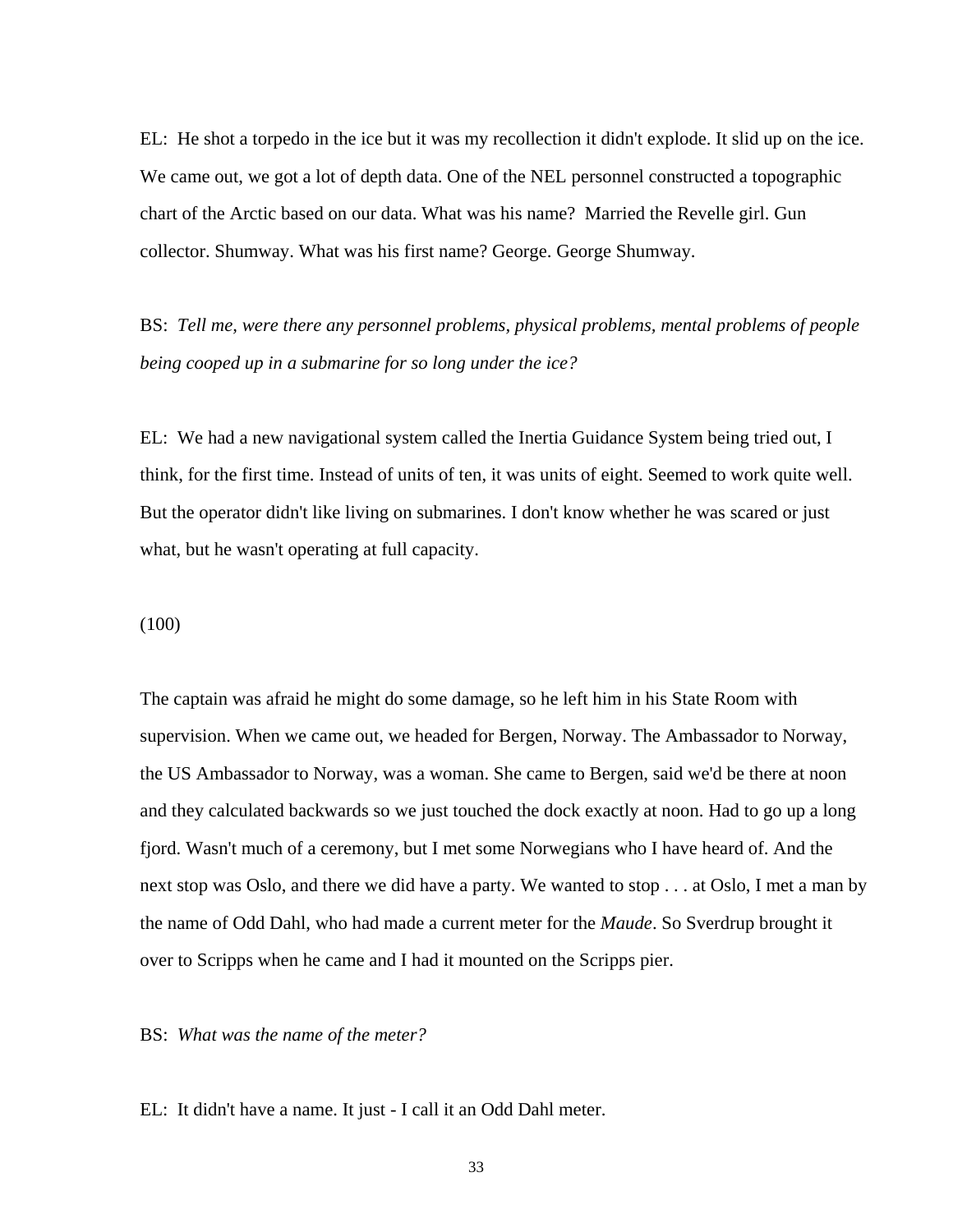EL: He shot a torpedo in the ice but it was my recollection it didn't explode. It slid up on the ice. We came out, we got a lot of depth data. One of the NEL personnel constructed a topographic chart of the Arctic based on our data. What was his name? Married the Revelle girl. Gun collector. Shumway. What was his first name? George. George Shumway.

BS: *Tell me, were there any personnel problems, physical problems, mental problems of people being cooped up in a submarine for so long under the ice?*

EL: We had a new navigational system called the Inertia Guidance System being tried out, I think, for the first time. Instead of units of ten, it was units of eight. Seemed to work quite well. But the operator didn't like living on submarines. I don't know whether he was scared or just what, but he wasn't operating at full capacity.

(100)

The captain was afraid he might do some damage, so he left him in his State Room with supervision. When we came out, we headed for Bergen, Norway. The Ambassador to Norway, the US Ambassador to Norway, was a woman. She came to Bergen, said we'd be there at noon and they calculated backwards so we just touched the dock exactly at noon. Had to go up a long fjord. Wasn't much of a ceremony, but I met some Norwegians who I have heard of. And the next stop was Oslo, and there we did have a party. We wanted to stop . . . at Oslo, I met a man by the name of Odd Dahl, who had made a current meter for the *Maude*. So Sverdrup brought it over to Scripps when he came and I had it mounted on the Scripps pier.

BS: *What was the name of the meter?*

EL: It didn't have a name. It just - I call it an Odd Dahl meter.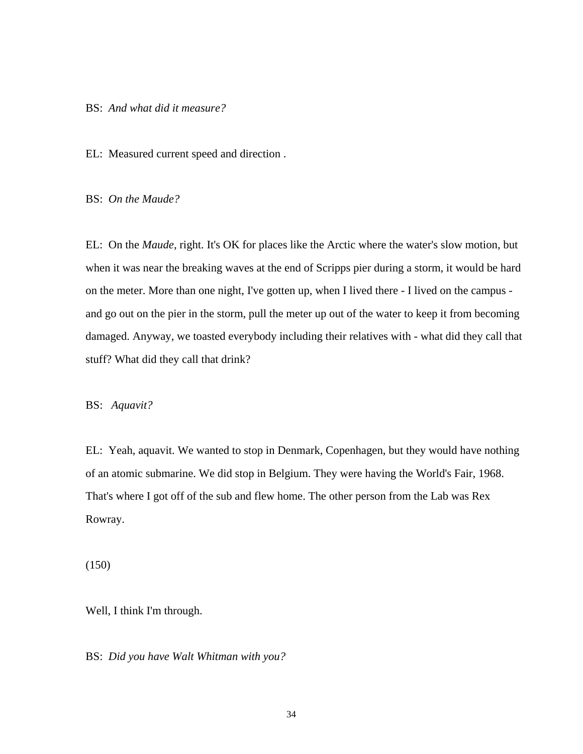BS: *And what did it measure?*

EL: Measured current speed and direction .

BS: *On the Maude?*

EL: On the *Maude*, right. It's OK for places like the Arctic where the water's slow motion, but when it was near the breaking waves at the end of Scripps pier during a storm, it would be hard on the meter. More than one night, I've gotten up, when I lived there - I lived on the campus - and go out on the pier in the storm, pull the meter up out of the water to keep it from becoming damaged. Anyway, we toasted everybody including their relatives with - what did they call that stuff? What did they call that drink?

BS: *Aquavit?*

EL: Yeah, aquavit. We wanted to stop in Denmark, Copenhagen, but they would have nothing of an atomic submarine. We did stop in Belgium. They were having the World's Fair, 1968. That's where I got off of the sub and flew home. The other person from the Lab was Rex Rowray.

(150)

Well, I think I'm through.

BS: *Did you have Walt Whitman with you?*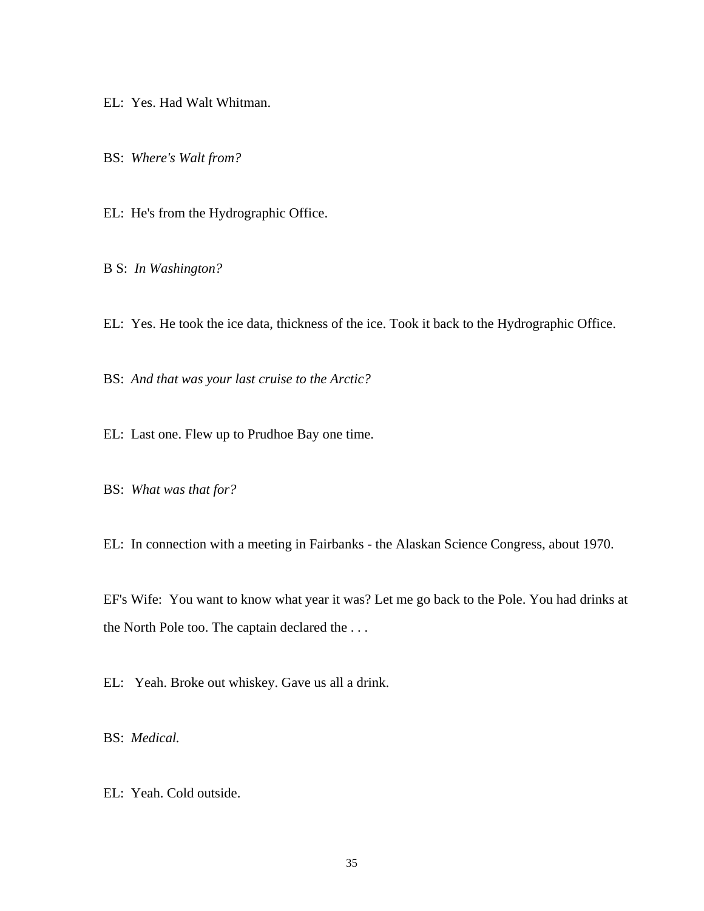EL: Yes. Had Walt Whitman.

BS: *Where's Walt from?*

EL: He's from the Hydrographic Office.

B S: *In Washington?*

EL: Yes. He took the ice data, thickness of the ice. Took it back to the Hydrographic Office.

BS: *And that was your last cruise to the Arctic?*

EL: Last one. Flew up to Prudhoe Bay one time.

BS: *What was that for?*

EL: In connection with a meeting in Fairbanks - the Alaskan Science Congress, about 1970.

EF's Wife: You want to know what year it was? Let me go back to the Pole. You had drinks at the North Pole too. The captain declared the . . .

EL: Yeah. Broke out whiskey. Gave us all a drink.

BS: *Medical.*

EL: Yeah. Cold outside.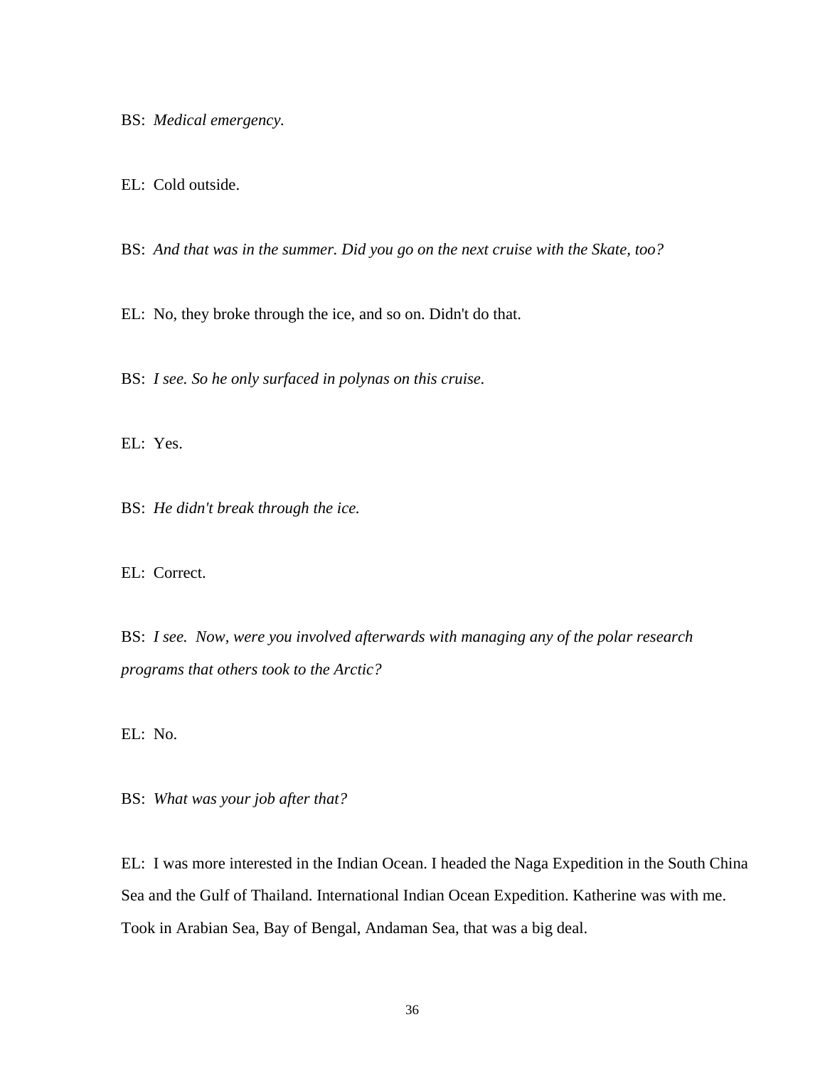BS: *Medical emergency.*

EL: Cold outside.

BS: *And that was in the summer. Did you go on the next cruise with the Skate, too?*

EL: No, they broke through the ice, and so on. Didn't do that.

BS: *I see. So he only surfaced in polynas on this cruise.*

EL: Yes.

BS: *He didn't break through the ice.*

EL: Correct.

BS: *I see. Now, were you involved afterwards with managing any of the polar research programs that others took to the Arctic?*

EL: No.

BS: *What was your job after that?*

EL: I was more interested in the Indian Ocean. I headed the Naga Expedition in the South China Sea and the Gulf of Thailand. International Indian Ocean Expedition. Katherine was with me. Took in Arabian Sea, Bay of Bengal, Andaman Sea, that was a big deal.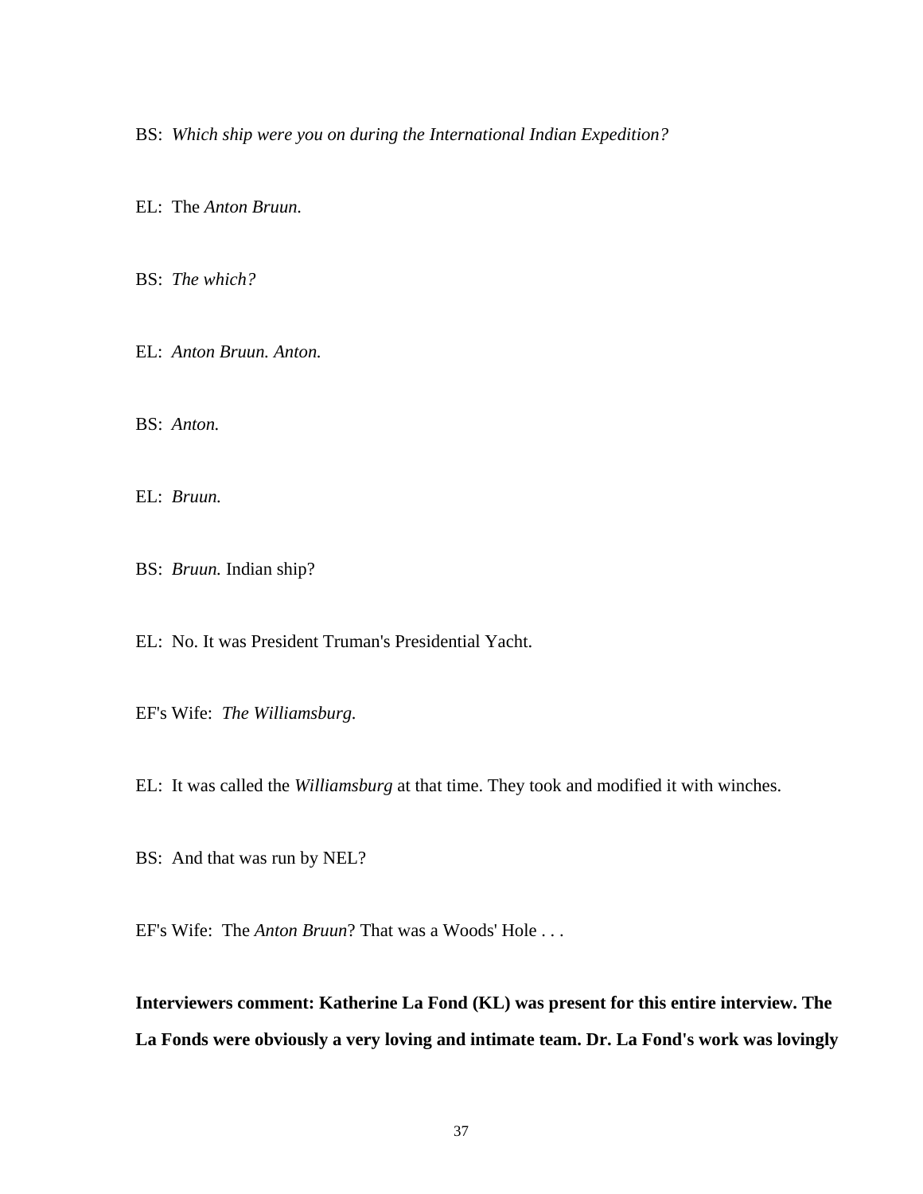BS: *Which ship were you on during the International Indian Expedition?*

EL: The *Anton Bruun.*

BS: *The which?*

EL: *Anton Bruun. Anton.*

BS: *Anton.*

EL: *Bruun.*

BS: *Bruun.* Indian ship?

EL: No. It was President Truman's Presidential Yacht.

EF's Wife: *The Williamsburg.*

EL: It was called the *Williamsburg* at that time. They took and modified it with winches.

BS: And that was run by NEL?

EF's Wife: The *Anton Bruun*? That was a Woods' Hole . . .

**Interviewers comment: Katherine La Fond (KL) was present for this entire interview. The La Fonds were obviously a very loving and intimate team. Dr. La Fond's work was lovingly**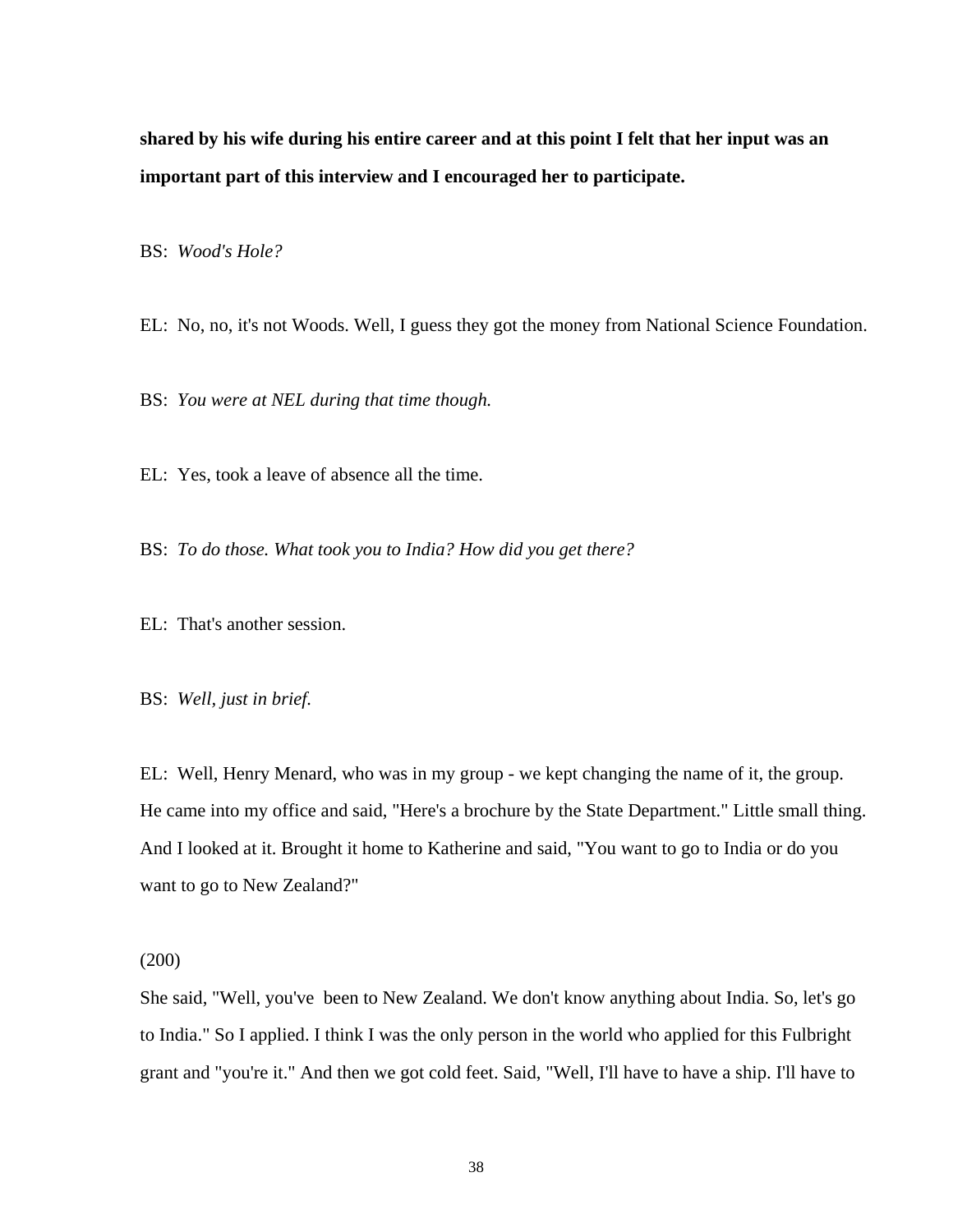**shared by his wife during his entire career and at this point I felt that her input was an important part of this interview and I encouraged her to participate.**

BS: *Wood's Hole?*

EL: No, no, it's not Woods. Well, I guess they got the money from National Science Foundation.

BS: *You were at NEL during that time though.*

EL: Yes, took a leave of absence all the time.

BS: *To do those. What took you to India? How did you get there?*

EL: That's another session.

BS: *Well, just in brief.*

EL: Well, Henry Menard, who was in my group - we kept changing the name of it, the group. He came into my office and said, "Here's a brochure by the State Department." Little small thing. And I looked at it. Brought it home to Katherine and said, "You want to go to India or do you want to go to New Zealand?"

(200)

She said, "Well, you've been to New Zealand. We don't know anything about India. So, let's go to India." So I applied. I think I was the only person in the world who applied for this Fulbright grant and "you're it." And then we got cold feet. Said, "Well, I'll have to have a ship. I'll have to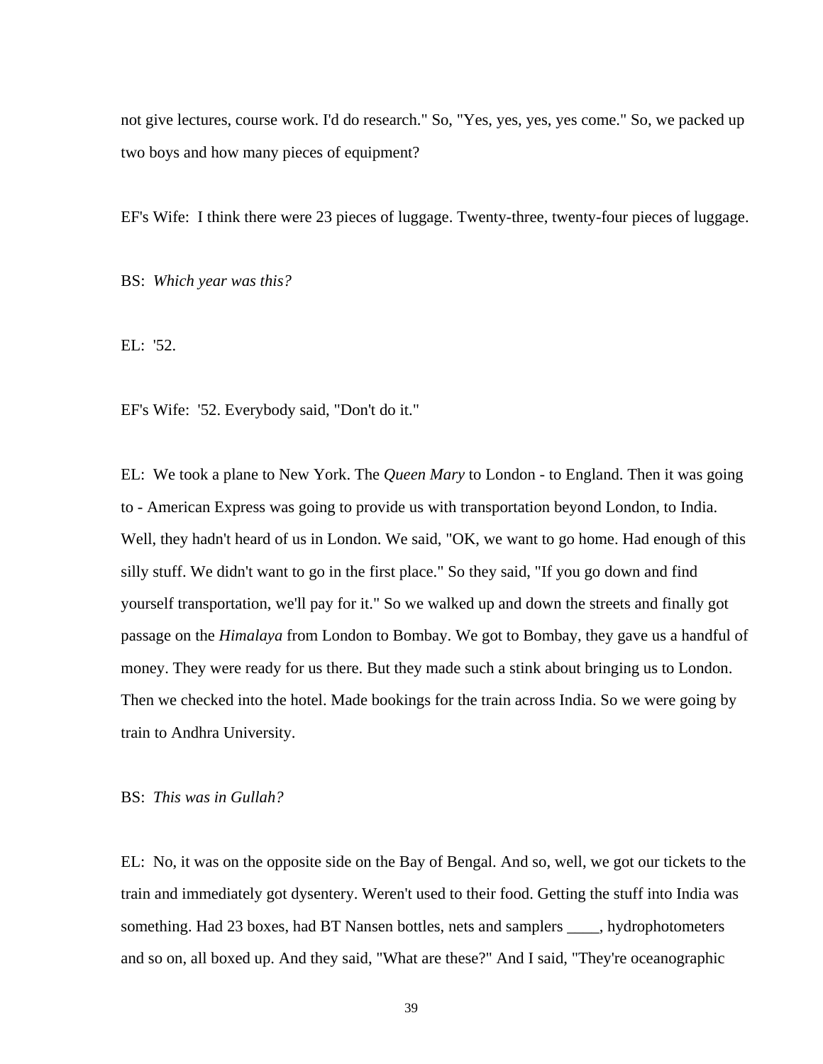not give lectures, course work. I'd do research." So, "Yes, yes, yes, yes come." So, we packed up two boys and how many pieces of equipment?

EF's Wife: I think there were 23 pieces of luggage. Twenty-three, twenty-four pieces of luggage.

BS: *Which year was this?*

EL: '52.

EF's Wife: '52. Everybody said, "Don't do it."

EL: We took a plane to New York. The *Queen Mary* to London - to England. Then it was going to - American Express was going to provide us with transportation beyond London, to India. Well, they hadn't heard of us in London. We said, "OK, we want to go home. Had enough of this silly stuff. We didn't want to go in the first place." So they said, "If you go down and find yourself transportation, we'll pay for it." So we walked up and down the streets and finally got passage on the *Himalaya* from London to Bombay. We got to Bombay, they gave us a handful of money. They were ready for us there. But they made such a stink about bringing us to London. Then we checked into the hotel. Made bookings for the train across India. So we were going by train to Andhra University.

BS: *This was in Gullah?*

EL: No, it was on the opposite side on the Bay of Bengal. And so, well, we got our tickets to the train and immediately got dysentery. Weren't used to their food. Getting the stuff into India was something. Had 23 boxes, had BT Nansen bottles, nets and samplers ____, hydrophotometers and so on, all boxed up. And they said, "What are these?" And I said, "They're oceanographic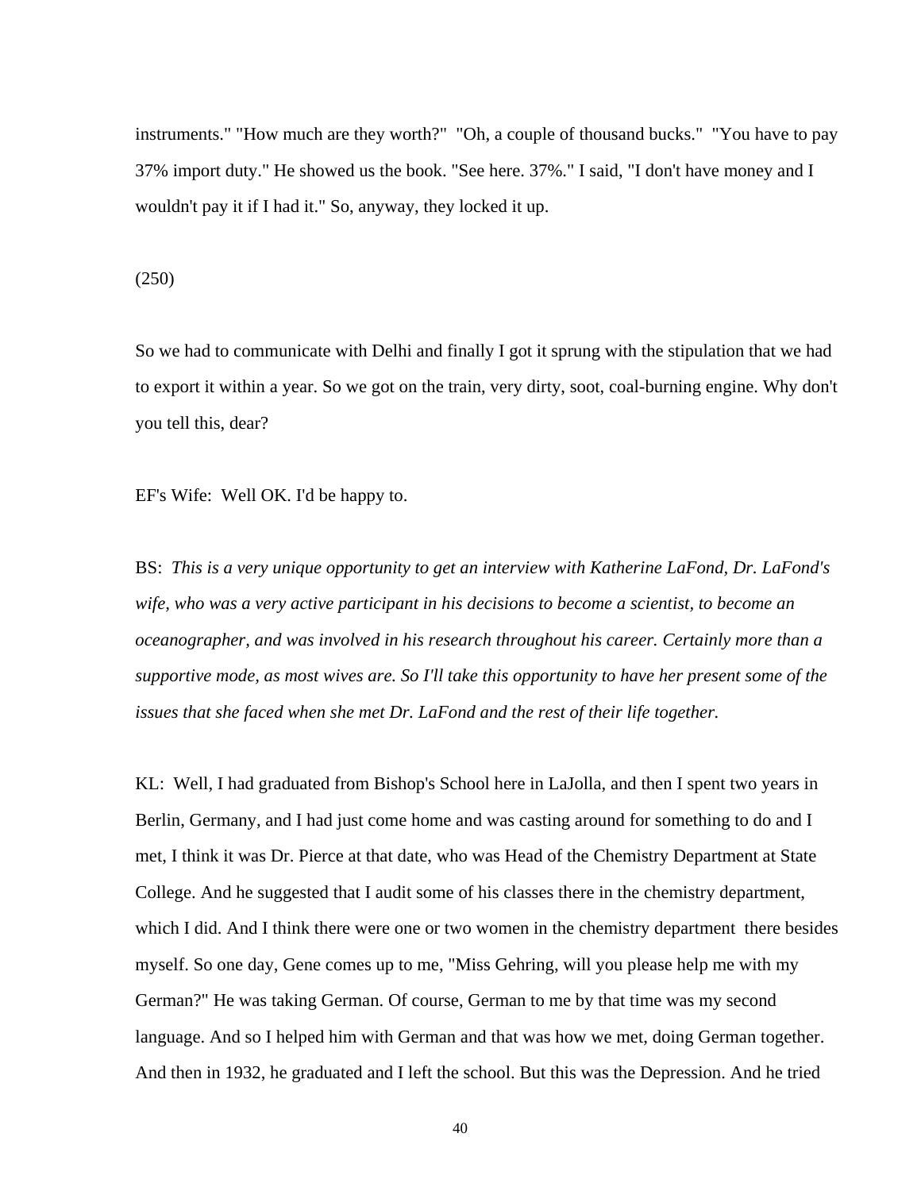instruments." "How much are they worth?"  "Oh, a couple of thousand bucks."  "You have to pay 37% import duty." He showed us the book. "See here. 37%." I said, "I don't have money and I wouldn't pay it if I had it." So, anyway, they locked it up.

(250)

So we had to communicate with Delhi and finally I got it sprung with the stipulation that we had to export it within a year. So we got on the train, very dirty, soot, coal-burning engine. Why don't you tell this, dear?

EF's Wife:  Well OK. I'd be happy to.

BS:  *This is a very unique opportunity to get an interview with Katherine LaFond, Dr. LaFond's wife, who was a very active participant in his decisions to become a scientist, to become an oceanographer, and was involved in his research throughout his career. Certainly more than a supportive mode, as most wives are. So I'll take this opportunity to have her present some of the issues that she faced when she met Dr. LaFond and the rest of their life together.*

KL:  Well, I had graduated from Bishop's School here in LaJolla, and then I spent two years in Berlin, Germany, and I had just come home and was casting around for something to do and I met, I think it was Dr. Pierce at that date, who was Head of the Chemistry Department at State College. And he suggested that I audit some of his classes there in the chemistry department, which I did. And I think there were one or two women in the chemistry department there besides myself. So one day, Gene comes up to me, "Miss Gehring, will you please help me with my German?" He was taking German. Of course, German to me by that time was my second language. And so I helped him with German and that was how we met, doing German together. And then in 1932, he graduated and I left the school. But this was the Depression. And he tried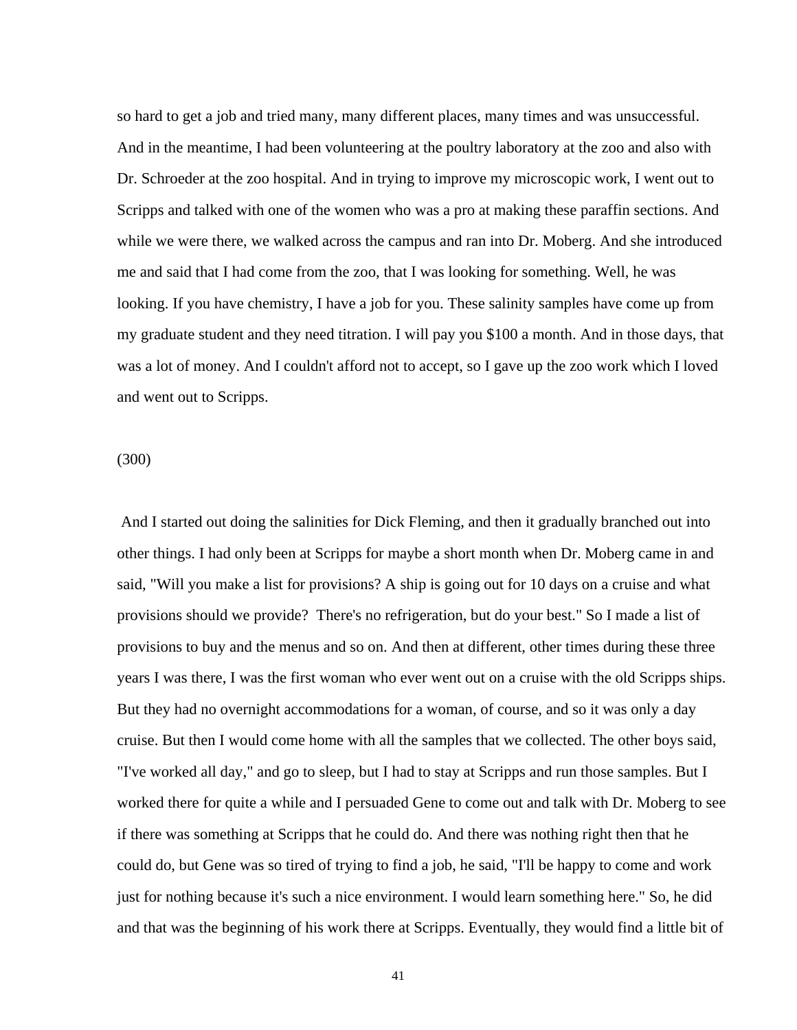so hard to get a job and tried many, many different places, many times and was unsuccessful. And in the meantime, I had been volunteering at the poultry laboratory at the zoo and also with Dr. Schroeder at the zoo hospital. And in trying to improve my microscopic work, I went out to Scripps and talked with one of the women who was a pro at making these paraffin sections. And while we were there, we walked across the campus and ran into Dr. Moberg. And she introduced me and said that I had come from the zoo, that I was looking for something. Well, he was looking. If you have chemistry, I have a job for you. These salinity samples have come up from my graduate student and they need titration. I will pay you $100 a month. And in those days, that was a lot of money. And I couldn't afford not to accept, so I gave up the zoo work which I loved and went out to Scripps.

(300)

And I started out doing the salinities for Dick Fleming, and then it gradually branched out into other things. I had only been at Scripps for maybe a short month when Dr. Moberg came in and said, "Will you make a list for provisions? A ship is going out for 10 days on a cruise and what provisions should we provide? There's no refrigeration, but do your best." So I made a list of provisions to buy and the menus and so on. And then at different, other times during these three years I was there, I was the first woman who ever went out on a cruise with the old Scripps ships. But they had no overnight accommodations for a woman, of course, and so it was only a day cruise. But then I would come home with all the samples that we collected. The other boys said, "I've worked all day," and go to sleep, but I had to stay at Scripps and run those samples. But I worked there for quite a while and I persuaded Gene to come out and talk with Dr. Moberg to see if there was something at Scripps that he could do. And there was nothing right then that he could do, but Gene was so tired of trying to find a job, he said, "I'll be happy to come and work just for nothing because it's such a nice environment. I would learn something here." So, he did and that was the beginning of his work there at Scripps. Eventually, they would find a little bit of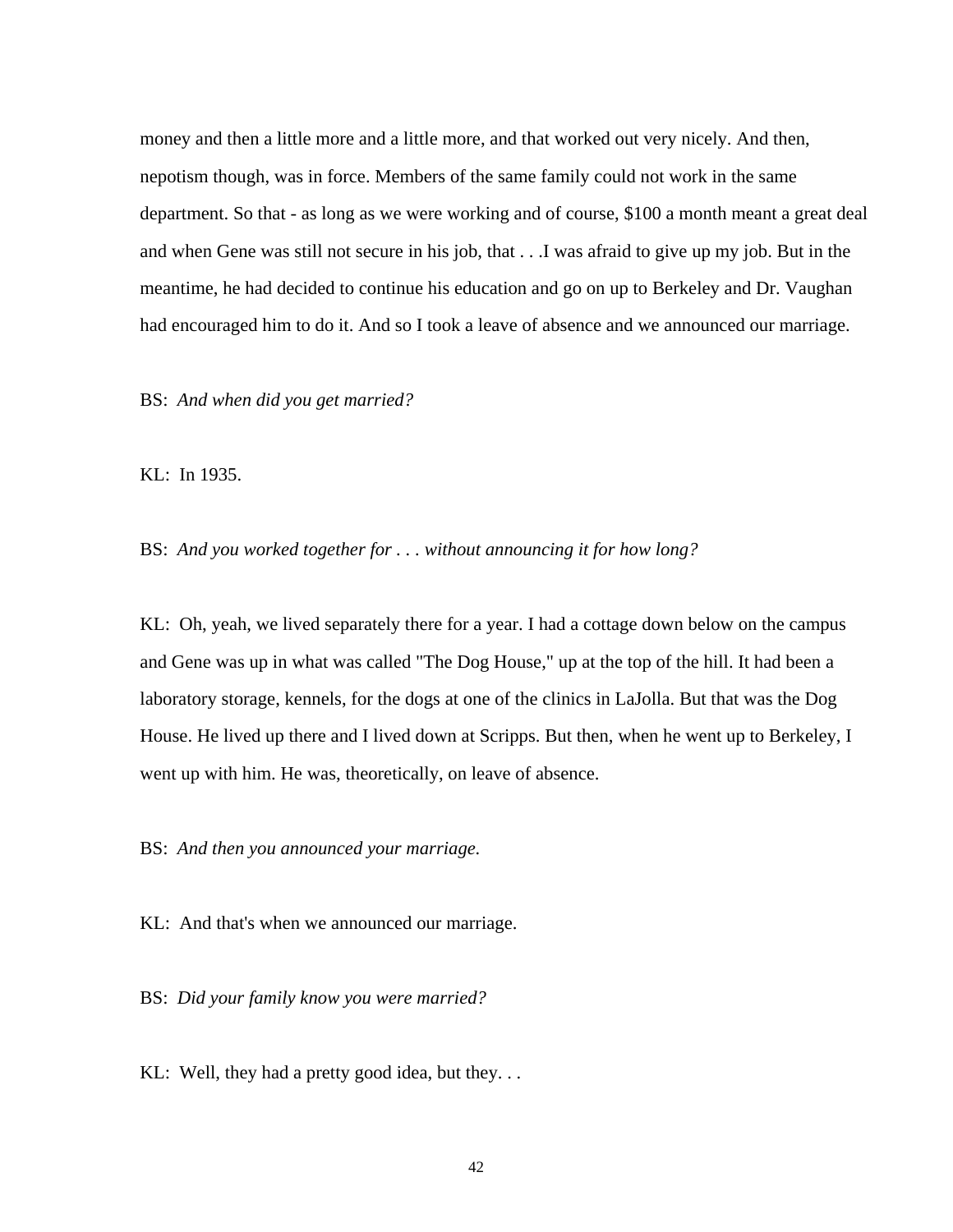money and then a little more and a little more, and that worked out very nicely. And then, nepotism though, was in force. Members of the same family could not work in the same department. So that - as long as we were working and of course, $100 a month meant a great deal and when Gene was still not secure in his job, that . . .I was afraid to give up my job. But in the meantime, he had decided to continue his education and go on up to Berkeley and Dr. Vaughan had encouraged him to do it. And so I took a leave of absence and we announced our marriage.

BS: *And when did you get married?*

KL: In 1935.

BS: *And you worked together for . . . without announcing it for how long?*

KL: Oh, yeah, we lived separately there for a year. I had a cottage down below on the campus and Gene was up in what was called "The Dog House," up at the top of the hill. It had been a laboratory storage, kennels, for the dogs at one of the clinics in LaJolla. But that was the Dog House. He lived up there and I lived down at Scripps. But then, when he went up to Berkeley, I went up with him. He was, theoretically, on leave of absence.

BS: *And then you announced your marriage.*

KL: And that's when we announced our marriage.

BS: *Did your family know you were married?*

KL: Well, they had a pretty good idea, but they. . .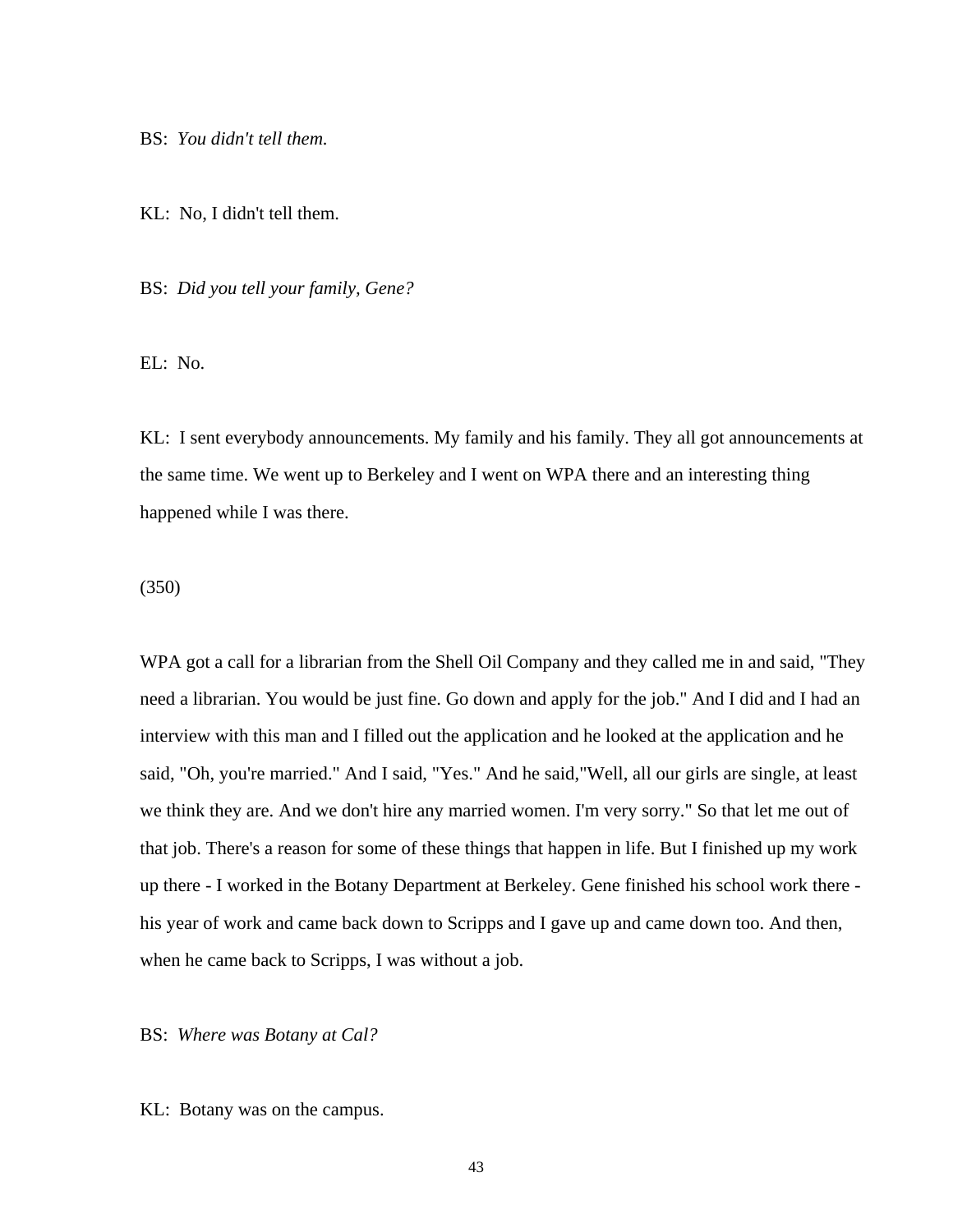BS: *You didn't tell them.*

KL: No, I didn't tell them.

BS: *Did you tell your family, Gene?*

EL: No.

KL: I sent everybody announcements. My family and his family. They all got announcements at the same time. We went up to Berkeley and I went on WPA there and an interesting thing happened while I was there.

(350)

WPA got a call for a librarian from the Shell Oil Company and they called me in and said, "They need a librarian. You would be just fine. Go down and apply for the job." And I did and I had an interview with this man and I filled out the application and he looked at the application and he said, "Oh, you're married." And I said, "Yes." And he said,"Well, all our girls are single, at least we think they are. And we don't hire any married women. I'm very sorry." So that let me out of that job. There's a reason for some of these things that happen in life. But I finished up my work up there - I worked in the Botany Department at Berkeley. Gene finished his school work there - his year of work and came back down to Scripps and I gave up and came down too. And then, when he came back to Scripps, I was without a job.

BS: *Where was Botany at Cal?*

KL: Botany was on the campus.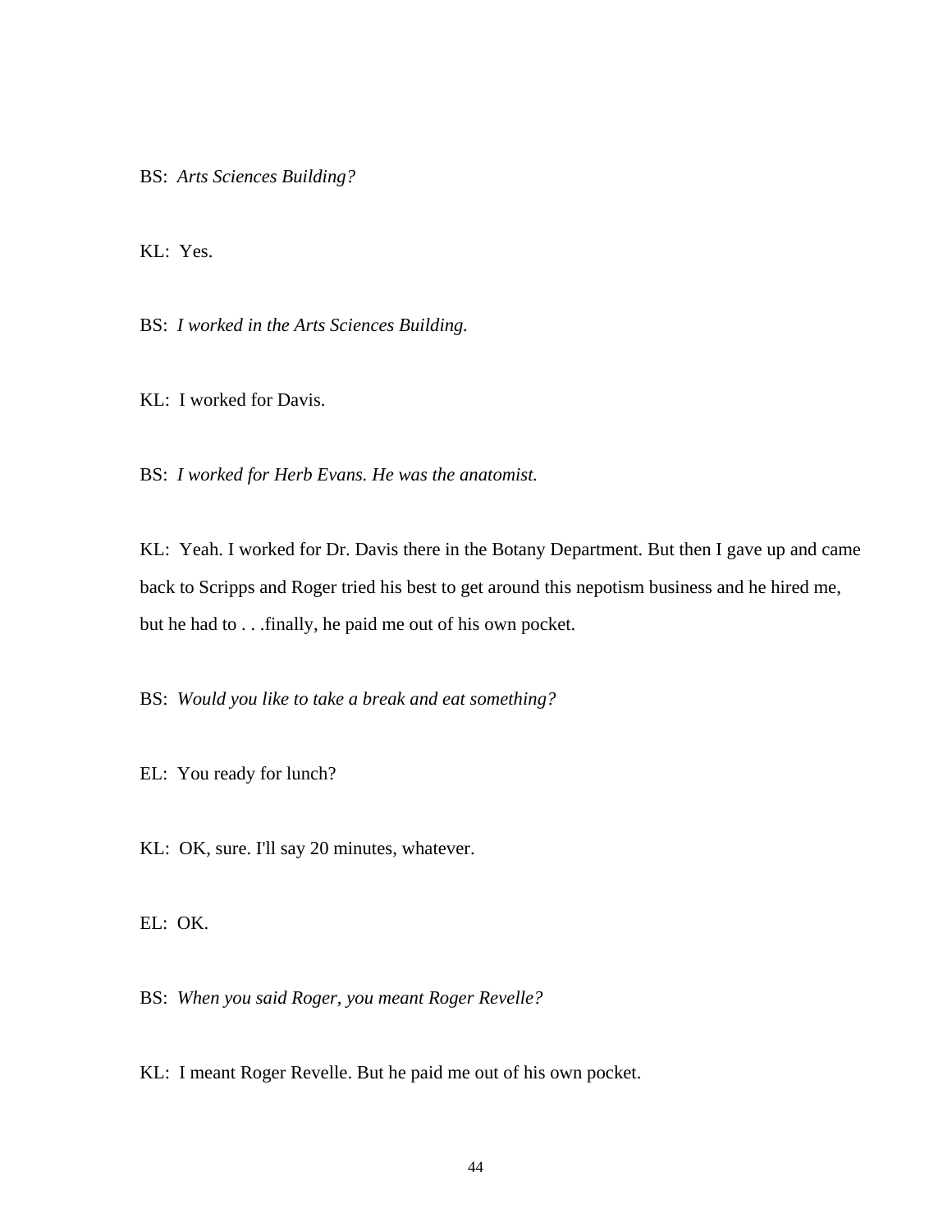BS: *Arts Sciences Building?*

KL: Yes.

BS: *I worked in the Arts Sciences Building.*

KL: I worked for Davis.

BS: *I worked for Herb Evans. He was the anatomist.*

KL: Yeah. I worked for Dr. Davis there in the Botany Department. But then I gave up and came back to Scripps and Roger tried his best to get around this nepotism business and he hired me, but he had to . . .finally, he paid me out of his own pocket.

BS: *Would you like to take a break and eat something?*

EL: You ready for lunch?

KL: OK, sure. I'll say 20 minutes, whatever.

EL: OK.

BS: *When you said Roger, you meant Roger Revelle?*

KL: I meant Roger Revelle. But he paid me out of his own pocket.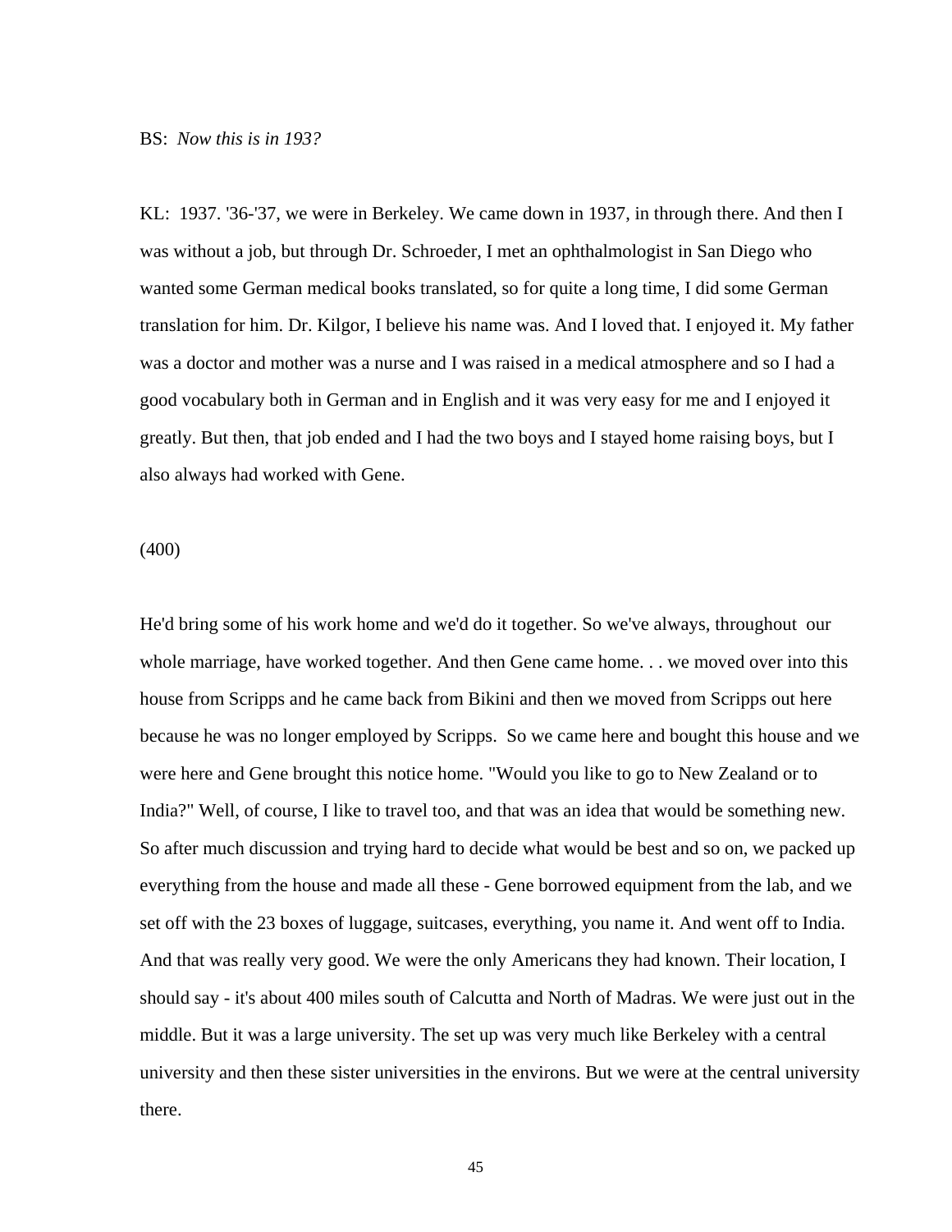BS: *Now this is in 193?*

KL: 1937. '36-'37, we were in Berkeley. We came down in 1937, in through there. And then I was without a job, but through Dr. Schroeder, I met an ophthalmologist in San Diego who wanted some German medical books translated, so for quite a long time, I did some German translation for him. Dr. Kilgor, I believe his name was. And I loved that. I enjoyed it. My father was a doctor and mother was a nurse and I was raised in a medical atmosphere and so I had a good vocabulary both in German and in English and it was very easy for me and I enjoyed it greatly. But then, that job ended and I had the two boys and I stayed home raising boys, but I also always had worked with Gene.

(400)

He'd bring some of his work home and we'd do it together. So we've always, throughout our whole marriage, have worked together. And then Gene came home. . . we moved over into this house from Scripps and he came back from Bikini and then we moved from Scripps out here because he was no longer employed by Scripps. So we came here and bought this house and we were here and Gene brought this notice home. "Would you like to go to New Zealand or to India?" Well, of course, I like to travel too, and that was an idea that would be something new. So after much discussion and trying hard to decide what would be best and so on, we packed up everything from the house and made all these - Gene borrowed equipment from the lab, and we set off with the 23 boxes of luggage, suitcases, everything, you name it. And went off to India. And that was really very good. We were the only Americans they had known. Their location, I should say - it's about 400 miles south of Calcutta and North of Madras. We were just out in the middle. But it was a large university. The set up was very much like Berkeley with a central university and then these sister universities in the environs. But we were at the central university there.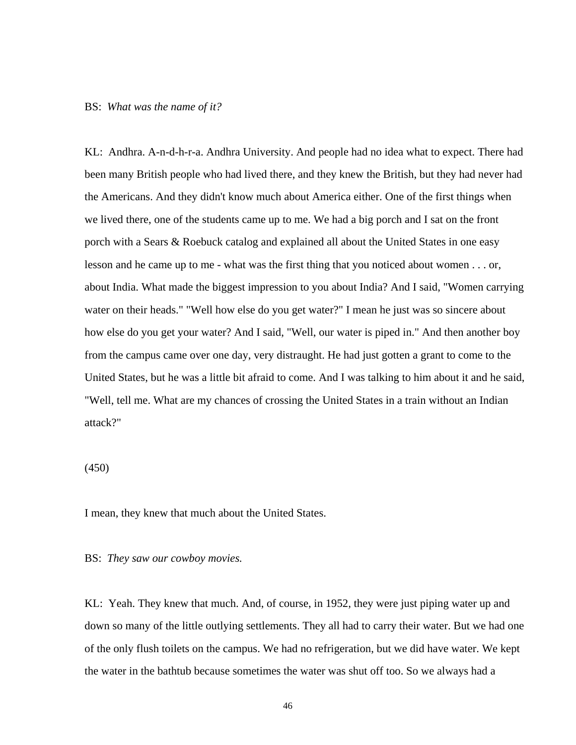BS: *What was the name of it?*

KL: Andhra. A-n-d-h-r-a. Andhra University. And people had no idea what to expect. There had been many British people who had lived there, and they knew the British, but they had never had the Americans. And they didn't know much about America either. One of the first things when we lived there, one of the students came up to me. We had a big porch and I sat on the front porch with a Sears & Roebuck catalog and explained all about the United States in one easy lesson and he came up to me - what was the first thing that you noticed about women . . . or, about India. What made the biggest impression to you about India? And I said, "Women carrying water on their heads." "Well how else do you get water?" I mean he just was so sincere about how else do you get your water? And I said, "Well, our water is piped in." And then another boy from the campus came over one day, very distraught. He had just gotten a grant to come to the United States, but he was a little bit afraid to come. And I was talking to him about it and he said, "Well, tell me. What are my chances of crossing the United States in a train without an Indian attack?"

(450)

I mean, they knew that much about the United States.

BS: *They saw our cowboy movies.*

KL: Yeah. They knew that much. And, of course, in 1952, they were just piping water up and down so many of the little outlying settlements. They all had to carry their water. But we had one of the only flush toilets on the campus. We had no refrigeration, but we did have water. We kept the water in the bathtub because sometimes the water was shut off too. So we always had a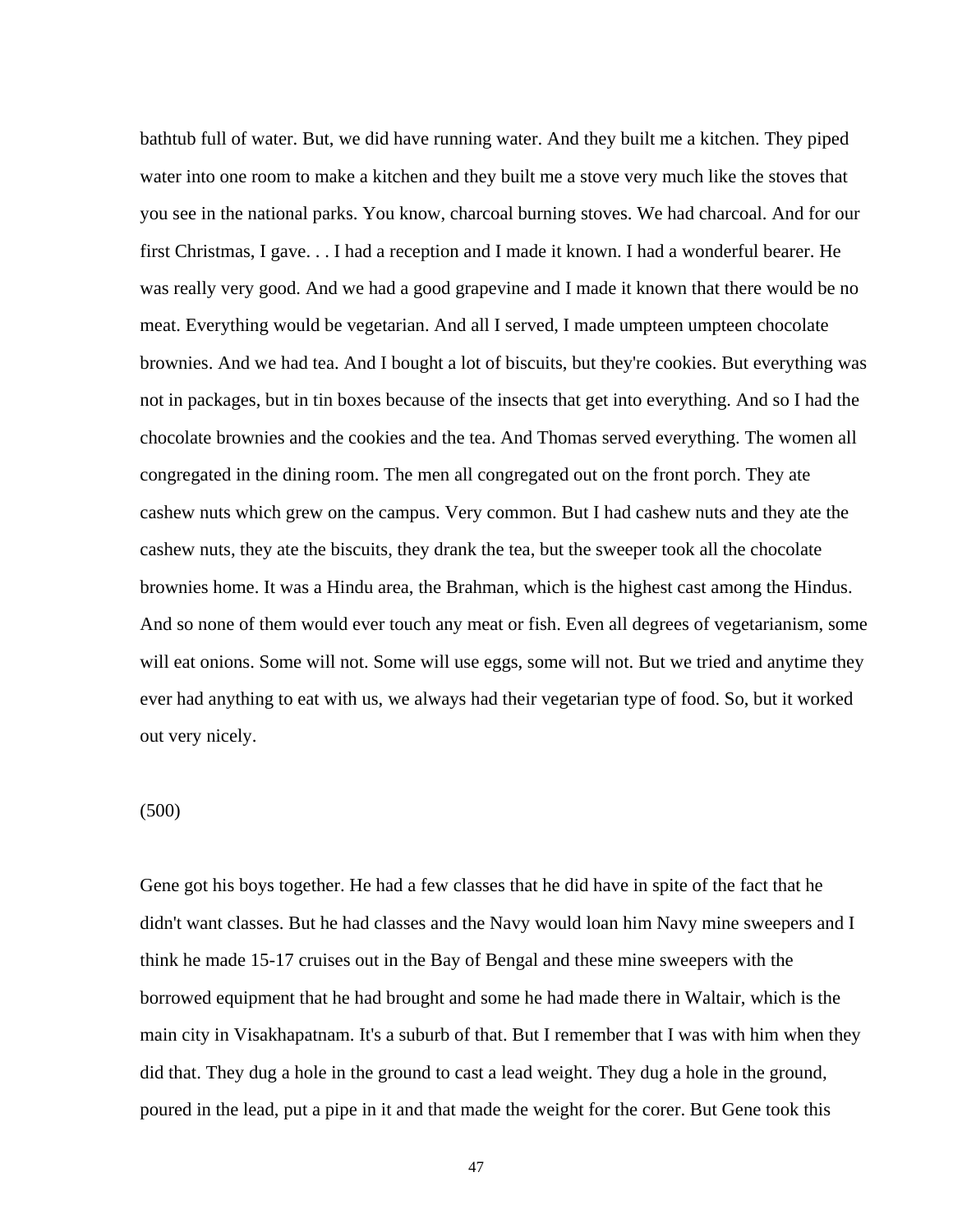bathtub full of water. But, we did have running water. And they built me a kitchen. They piped water into one room to make a kitchen and they built me a stove very much like the stoves that you see in the national parks. You know, charcoal burning stoves. We had charcoal. And for our first Christmas, I gave. . . I had a reception and I made it known. I had a wonderful bearer. He was really very good. And we had a good grapevine and I made it known that there would be no meat. Everything would be vegetarian. And all I served, I made umpteen umpteen chocolate brownies. And we had tea. And I bought a lot of biscuits, but they're cookies. But everything was not in packages, but in tin boxes because of the insects that get into everything. And so I had the chocolate brownies and the cookies and the tea. And Thomas served everything. The women all congregated in the dining room. The men all congregated out on the front porch. They ate cashew nuts which grew on the campus. Very common. But I had cashew nuts and they ate the cashew nuts, they ate the biscuits, they drank the tea, but the sweeper took all the chocolate brownies home. It was a Hindu area, the Brahman, which is the highest cast among the Hindus. And so none of them would ever touch any meat or fish. Even all degrees of vegetarianism, some will eat onions. Some will not. Some will use eggs, some will not. But we tried and anytime they ever had anything to eat with us, we always had their vegetarian type of food. So, but it worked out very nicely.

(500)

Gene got his boys together. He had a few classes that he did have in spite of the fact that he didn't want classes. But he had classes and the Navy would loan him Navy mine sweepers and I think he made 15-17 cruises out in the Bay of Bengal and these mine sweepers with the borrowed equipment that he had brought and some he had made there in Waltair, which is the main city in Visakhapatnam. It's a suburb of that. But I remember that I was with him when they did that. They dug a hole in the ground to cast a lead weight. They dug a hole in the ground, poured in the lead, put a pipe in it and that made the weight for the corer. But Gene took this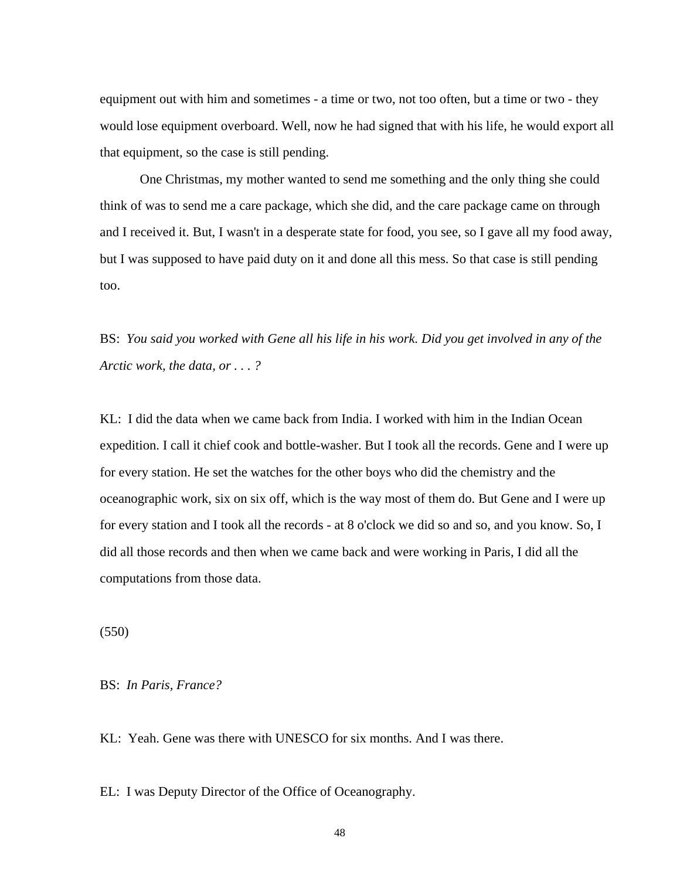equipment out with him and sometimes - a time or two, not too often, but a time or two - they would lose equipment overboard. Well, now he had signed that with his life, he would export all that equipment, so the case is still pending.

One Christmas, my mother wanted to send me something and the only thing she could think of was to send me a care package, which she did, and the care package came on through and I received it. But, I wasn't in a desperate state for food, you see, so I gave all my food away, but I was supposed to have paid duty on it and done all this mess. So that case is still pending too.

BS: *You said you worked with Gene all his life in his work. Did you get involved in any of the Arctic work, the data, or . . . ?*

KL: I did the data when we came back from India. I worked with him in the Indian Ocean expedition. I call it chief cook and bottle-washer. But I took all the records. Gene and I were up for every station. He set the watches for the other boys who did the chemistry and the oceanographic work, six on six off, which is the way most of them do. But Gene and I were up for every station and I took all the records - at 8 o'clock we did so and so, and you know. So, I did all those records and then when we came back and were working in Paris, I did all the computations from those data.

(550)

BS: *In Paris, France?*

KL: Yeah. Gene was there with UNESCO for six months. And I was there.

EL: I was Deputy Director of the Office of Oceanography.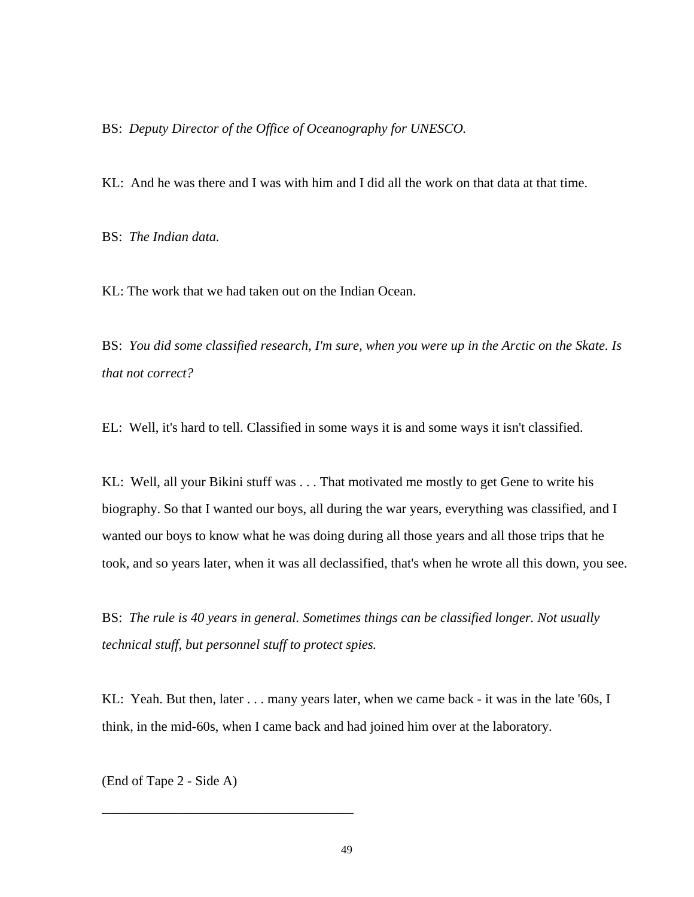BS: *Deputy Director of the Office of Oceanography for UNESCO.*

KL: And he was there and I was with him and I did all the work on that data at that time.

BS: *The Indian data.*

KL: The work that we had taken out on the Indian Ocean.

BS: *You did some classified research, I'm sure, when you were up in the Arctic on the Skate. Is that not correct?*

EL: Well, it's hard to tell. Classified in some ways it is and some ways it isn't classified.

KL: Well, all your Bikini stuff was . . . That motivated me mostly to get Gene to write his biography. So that I wanted our boys, all during the war years, everything was classified, and I wanted our boys to know what he was doing during all those years and all those trips that he took, and so years later, when it was all declassified, that's when he wrote all this down, you see.

BS: *The rule is 40 years in general. Sometimes things can be classified longer. Not usually technical stuff, but personnel stuff to protect spies.*

KL: Yeah. But then, later . . . many years later, when we came back - it was in the late '60s, I think, in the mid-60s, when I came back and had joined him over at the laboratory.

(End of Tape 2 - Side A)

---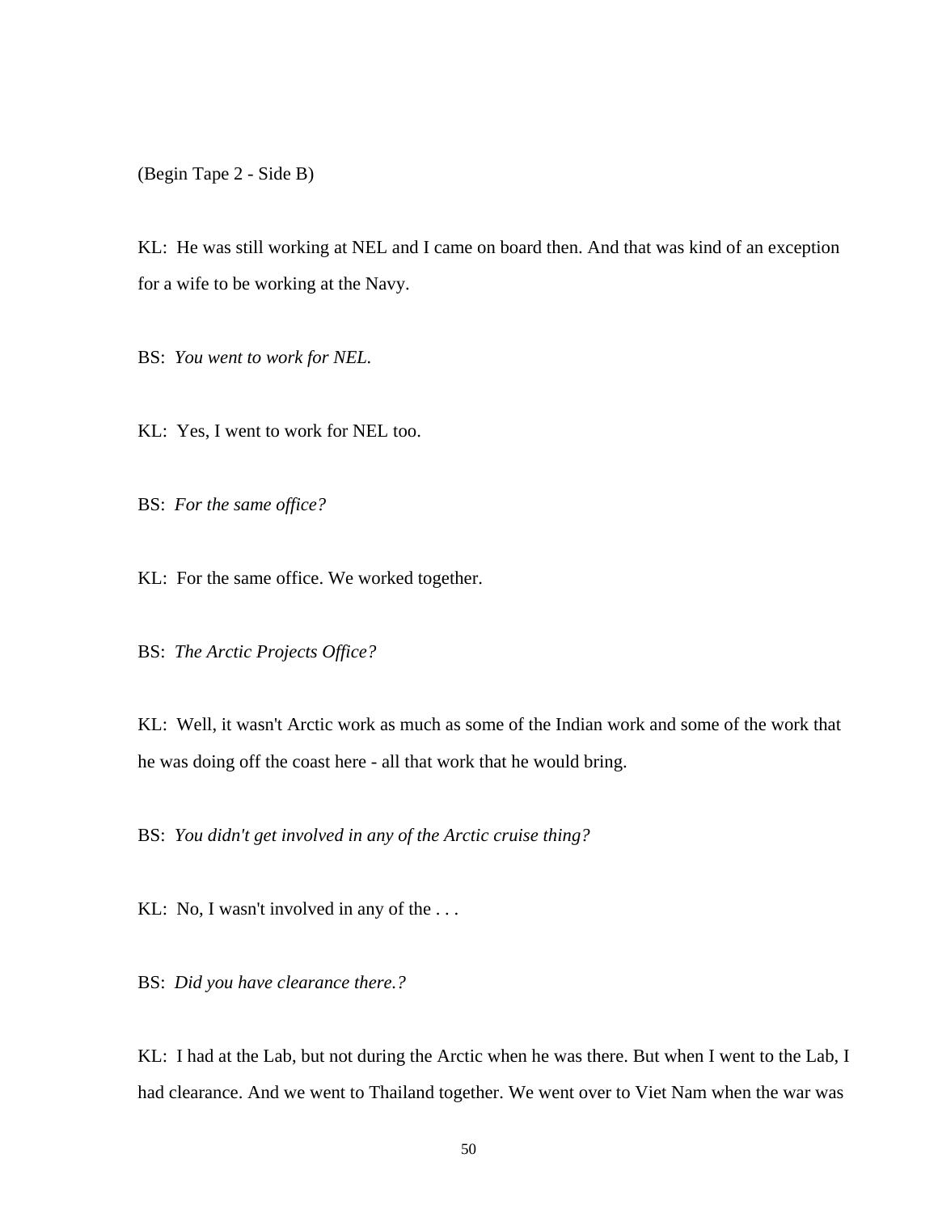(Begin Tape 2 - Side B)

KL: He was still working at NEL and I came on board then. And that was kind of an exception for a wife to be working at the Navy.

BS: *You went to work for NEL.*

KL: Yes, I went to work for NEL too.

BS: *For the same office?*

KL: For the same office. We worked together.

BS: *The Arctic Projects Office?*

KL: Well, it wasn't Arctic work as much as some of the Indian work and some of the work that he was doing off the coast here - all that work that he would bring.

BS: *You didn't get involved in any of the Arctic cruise thing?*

KL: No, I wasn't involved in any of the . . .

BS: *Did you have clearance there.?*

KL: I had at the Lab, but not during the Arctic when he was there. But when I went to the Lab, I had clearance. And we went to Thailand together. We went over to Viet Nam when the war was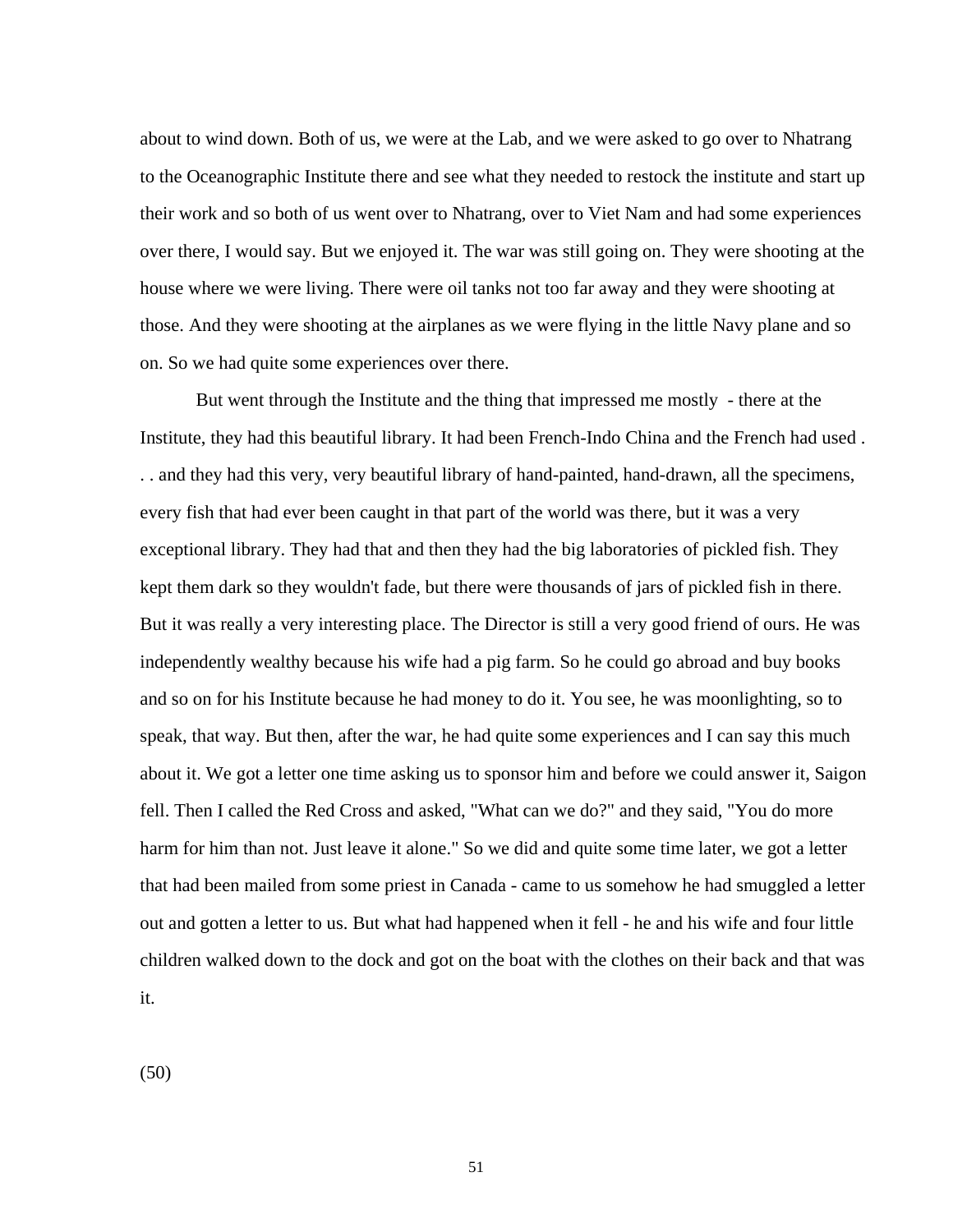about to wind down. Both of us, we were at the Lab, and we were asked to go over to Nhatrang to the Oceanographic Institute there and see what they needed to restock the institute and start up their work and so both of us went over to Nhatrang, over to Viet Nam and had some experiences over there, I would say. But we enjoyed it. The war was still going on. They were shooting at the house where we were living. There were oil tanks not too far away and they were shooting at those. And they were shooting at the airplanes as we were flying in the little Navy plane and so on. So we had quite some experiences over there.

But went through the Institute and the thing that impressed me mostly - there at the Institute, they had this beautiful library. It had been French-Indo China and the French had used . . . and they had this very, very beautiful library of hand-painted, hand-drawn, all the specimens, every fish that had ever been caught in that part of the world was there, but it was a very exceptional library. They had that and then they had the big laboratories of pickled fish. They kept them dark so they wouldn't fade, but there were thousands of jars of pickled fish in there. But it was really a very interesting place. The Director is still a very good friend of ours. He was independently wealthy because his wife had a pig farm. So he could go abroad and buy books and so on for his Institute because he had money to do it. You see, he was moonlighting, so to speak, that way. But then, after the war, he had quite some experiences and I can say this much about it. We got a letter one time asking us to sponsor him and before we could answer it, Saigon fell. Then I called the Red Cross and asked, "What can we do?" and they said, "You do more harm for him than not. Just leave it alone." So we did and quite some time later, we got a letter that had been mailed from some priest in Canada - came to us somehow he had smuggled a letter out and gotten a letter to us. But what had happened when it fell - he and his wife and four little children walked down to the dock and got on the boat with the clothes on their back and that was it.

(50)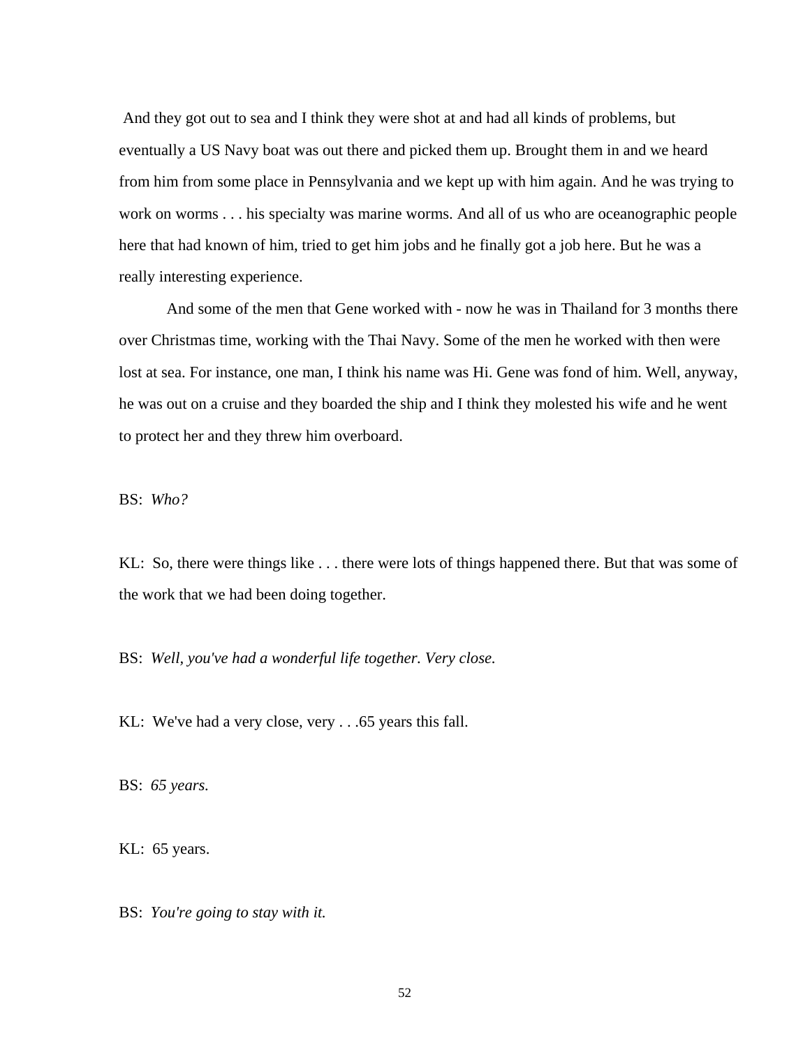And they got out to sea and I think they were shot at and had all kinds of problems, but eventually a US Navy boat was out there and picked them up. Brought them in and we heard from him from some place in Pennsylvania and we kept up with him again. And he was trying to work on worms . . . his specialty was marine worms. And all of us who are oceanographic people here that had known of him, tried to get him jobs and he finally got a job here. But he was a really interesting experience.

And some of the men that Gene worked with - now he was in Thailand for 3 months there over Christmas time, working with the Thai Navy. Some of the men he worked with then were lost at sea. For instance, one man, I think his name was Hi. Gene was fond of him. Well, anyway, he was out on a cruise and they boarded the ship and I think they molested his wife and he went to protect her and they threw him overboard.

BS: *Who?*

KL: So, there were things like . . . there were lots of things happened there. But that was some of the work that we had been doing together.

BS: *Well, you've had a wonderful life together. Very close.*

KL: We've had a very close, very . . .65 years this fall.

BS: *65 years.*

KL: 65 years.

BS: *You're going to stay with it.*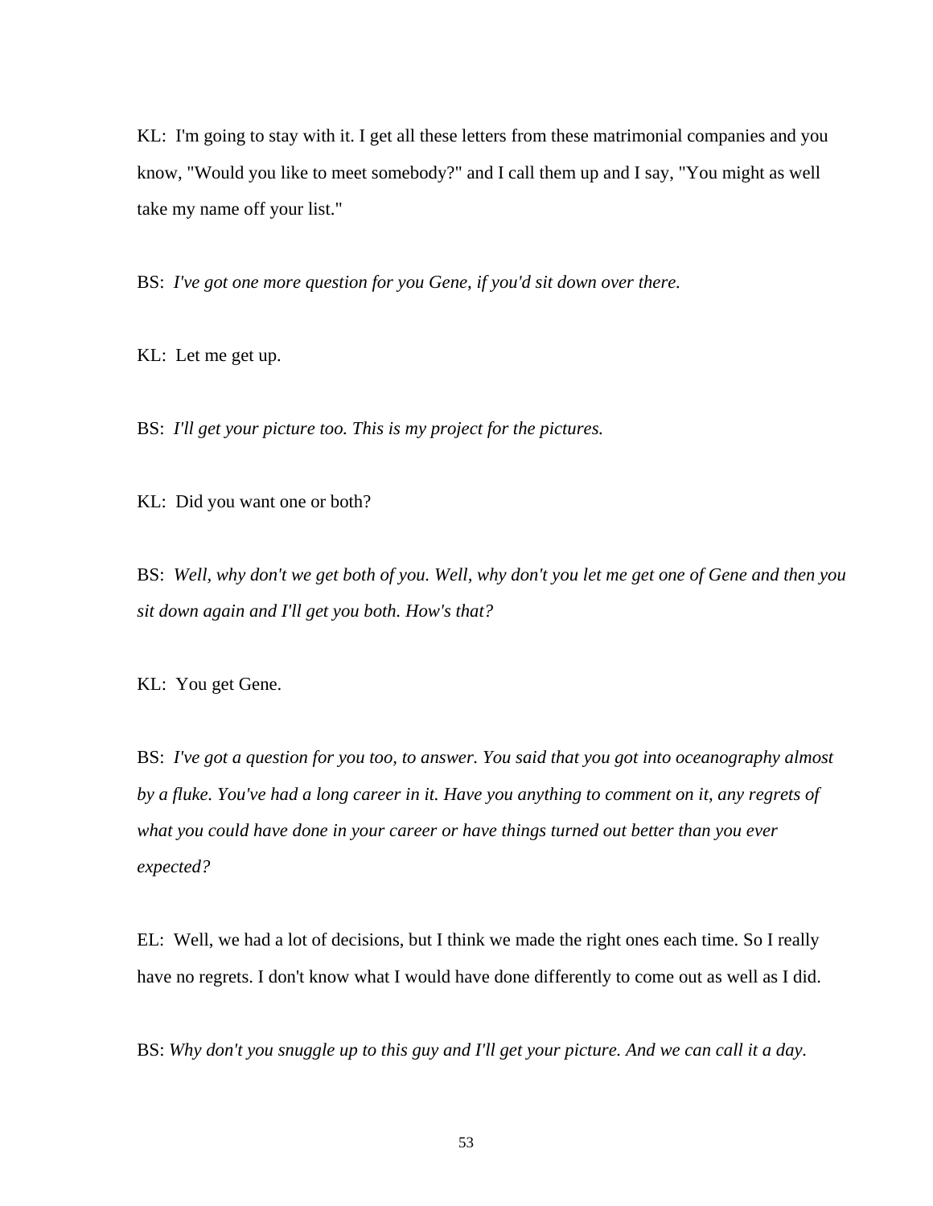KL: I'm going to stay with it. I get all these letters from these matrimonial companies and you know, "Would you like to meet somebody?" and I call them up and I say, "You might as well take my name off your list."

BS: *I've got one more question for you Gene, if you'd sit down over there.*

KL: Let me get up.

BS: *I'll get your picture too. This is my project for the pictures.*

KL: Did you want one or both?

BS: *Well, why don't we get both of you. Well, why don't you let me get one of Gene and then you sit down again and I'll get you both. How's that?*

KL: You get Gene.

BS: *I've got a question for you too, to answer. You said that you got into oceanography almost by a fluke. You've had a long career in it. Have you anything to comment on it, any regrets of what you could have done in your career or have things turned out better than you ever expected?*

EL: Well, we had a lot of decisions, but I think we made the right ones each time. So I really have no regrets. I don't know what I would have done differently to come out as well as I did.

BS: *Why don't you snuggle up to this guy and I'll get your picture. And we can call it a day.*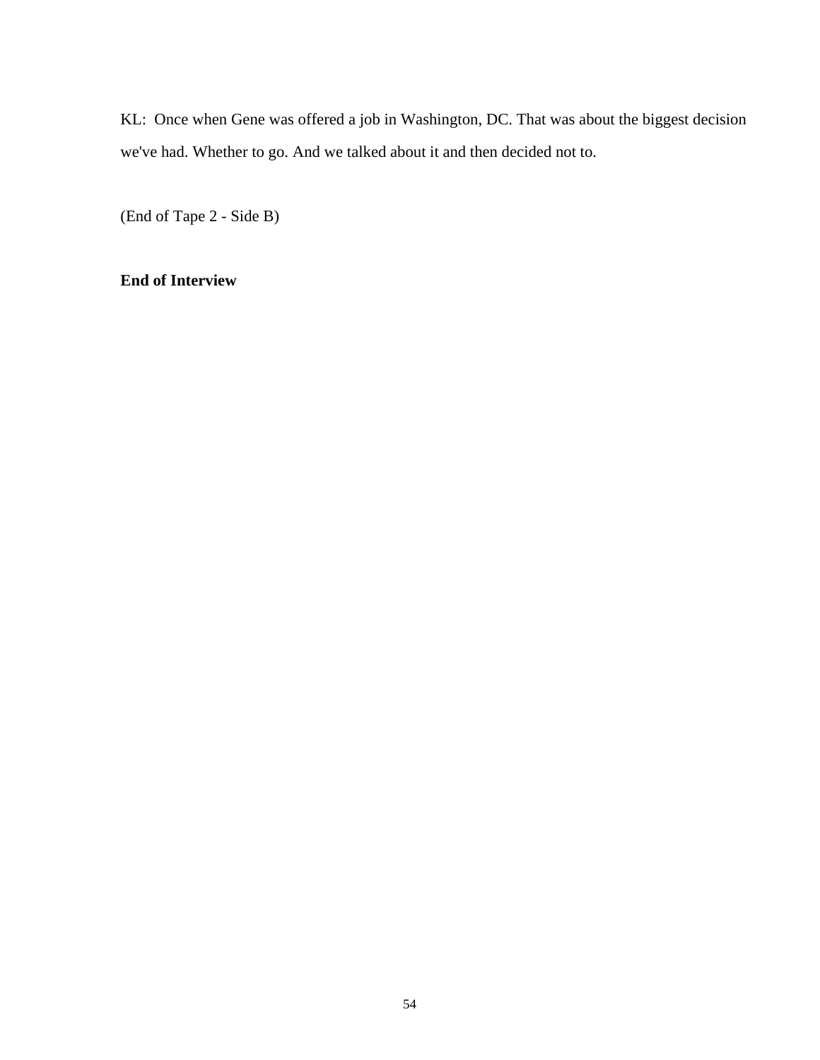KL:  Once when Gene was offered a job in Washington, DC. That was about the biggest decision we've had. Whether to go. And we talked about it and then decided not to.

(End of Tape 2 - Side B)

**End of Interview**